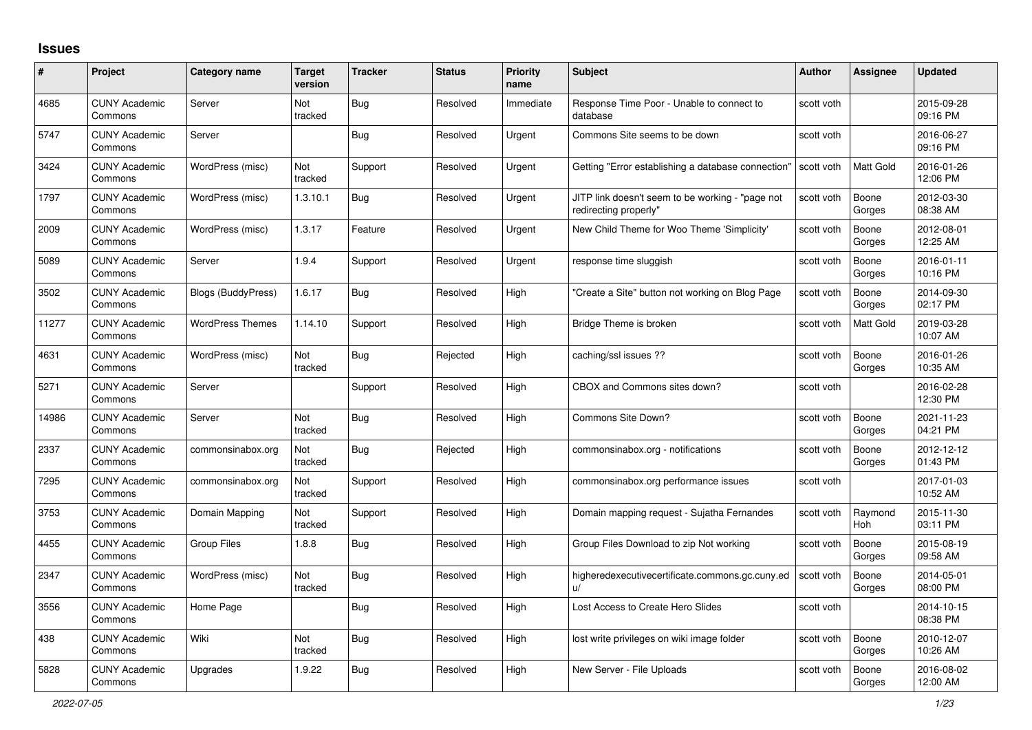## Issues

| # | Project | Category name | Target version | Tracker | Status | Priority name | Subject | Author | Assignee | Updated |
|---|---|---|---|---|---|---|---|---|---|---|
| 4685 | CUNY Academic Commons | Server | Not tracked | Bug | Resolved | Immediate | Response Time Poor - Unable to connect to database | scott voth | | 2015-09-28 09:16 PM |
| 5747 | CUNY Academic Commons | Server | | Bug | Resolved | Urgent | Commons Site seems to be down | scott voth | | 2016-06-27 09:16 PM |
| 3424 | CUNY Academic Commons | WordPress (misc) | Not tracked | Support | Resolved | Urgent | Getting "Error establishing a database connection" | scott voth | Matt Gold | 2016-01-26 12:06 PM |
| 1797 | CUNY Academic Commons | WordPress (misc) | 1.3.10.1 | Bug | Resolved | Urgent | JITP link doesn't seem to be working - "page not redirecting properly" | scott voth | Boone Gorges | 2012-03-30 08:38 AM |
| 2009 | CUNY Academic Commons | WordPress (misc) | 1.3.17 | Feature | Resolved | Urgent | New Child Theme for Woo Theme 'Simplicity' | scott voth | Boone Gorges | 2012-08-01 12:25 AM |
| 5089 | CUNY Academic Commons | Server | 1.9.4 | Support | Resolved | Urgent | response time sluggish | scott voth | Boone Gorges | 2016-01-11 10:16 PM |
| 3502 | CUNY Academic Commons | Blogs (BuddyPress) | 1.6.17 | Bug | Resolved | High | "Create a Site" button not working on Blog Page | scott voth | Boone Gorges | 2014-09-30 02:17 PM |
| 11277 | CUNY Academic Commons | WordPress Themes | 1.14.10 | Support | Resolved | High | Bridge Theme is broken | scott voth | Matt Gold | 2019-03-28 10:07 AM |
| 4631 | CUNY Academic Commons | WordPress (misc) | Not tracked | Bug | Rejected | High | caching/ssl issues ?? | scott voth | Boone Gorges | 2016-01-26 10:35 AM |
| 5271 | CUNY Academic Commons | Server | | Support | Resolved | High | CBOX and Commons sites down? | scott voth | | 2016-02-28 12:30 PM |
| 14986 | CUNY Academic Commons | Server | Not tracked | Bug | Resolved | High | Commons Site Down? | scott voth | Boone Gorges | 2021-11-23 04:21 PM |
| 2337 | CUNY Academic Commons | commonsinabox.org | Not tracked | Bug | Rejected | High | commonsinabox.org - notifications | scott voth | Boone Gorges | 2012-12-12 01:43 PM |
| 7295 | CUNY Academic Commons | commonsinabox.org | Not tracked | Support | Resolved | High | commonsinabox.org performance issues | scott voth | | 2017-01-03 10:52 AM |
| 3753 | CUNY Academic Commons | Domain Mapping | Not tracked | Support | Resolved | High | Domain mapping request - Sujatha Fernandes | scott voth | Raymond Hoh | 2015-11-30 03:11 PM |
| 4455 | CUNY Academic Commons | Group Files | 1.8.8 | Bug | Resolved | High | Group Files Download to zip Not working | scott voth | Boone Gorges | 2015-08-19 09:58 AM |
| 2347 | CUNY Academic Commons | WordPress (misc) | Not tracked | Bug | Resolved | High | higheredexecutivecertificate.commons.gc.cuny.edu/ | scott voth | Boone Gorges | 2014-05-01 08:00 PM |
| 3556 | CUNY Academic Commons | Home Page | | Bug | Resolved | High | Lost Access to Create Hero Slides | scott voth | | 2014-10-15 08:38 PM |
| 438 | CUNY Academic Commons | Wiki | Not tracked | Bug | Resolved | High | lost write privileges on wiki image folder | scott voth | Boone Gorges | 2010-12-07 10:26 AM |
| 5828 | CUNY Academic Commons | Upgrades | 1.9.22 | Bug | Resolved | High | New Server - File Uploads | scott voth | Boone Gorges | 2016-08-02 12:00 AM |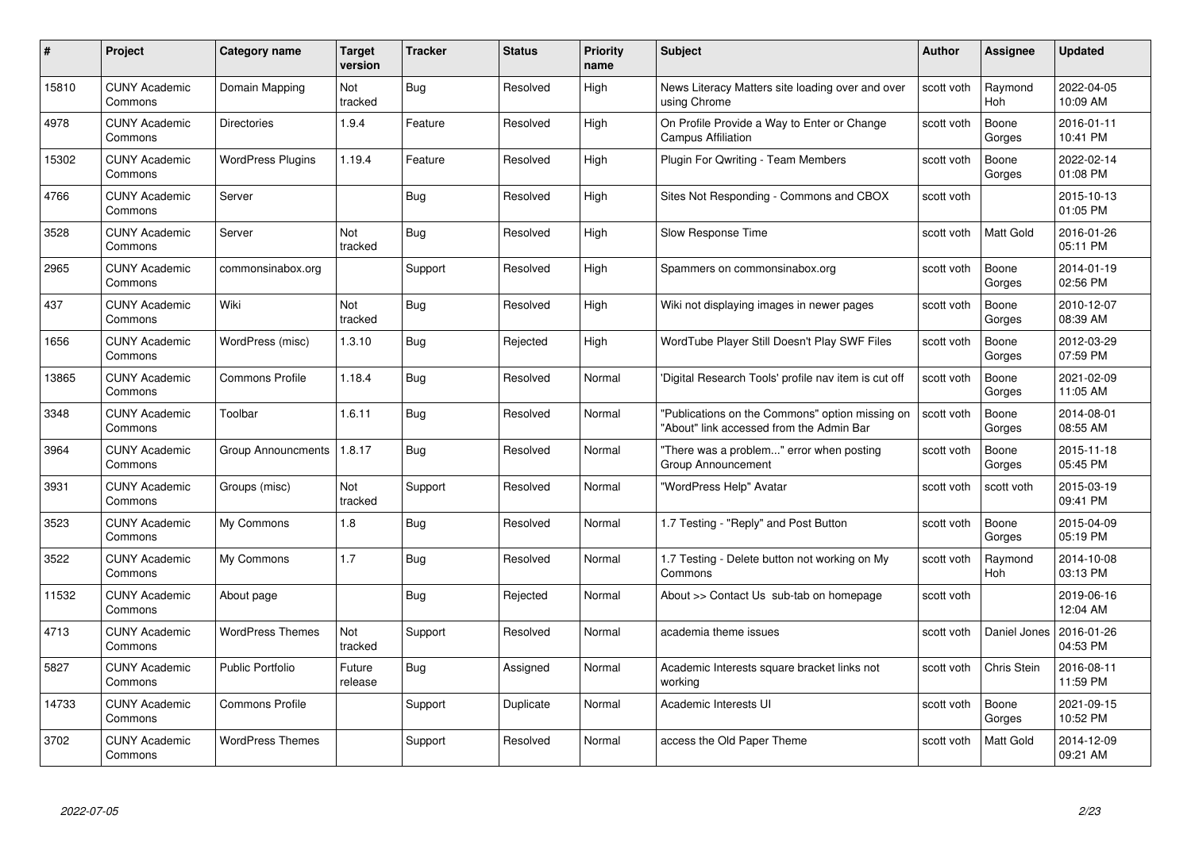| # | Project | Category name | Target version | Tracker | Status | Priority name | Subject | Author | Assignee | Updated |
|---|---|---|---|---|---|---|---|---|---|---|
| 15810 | CUNY Academic Commons | Domain Mapping | Not tracked | Bug | Resolved | High | News Literacy Matters site loading over and over using Chrome | scott voth | Raymond Hoh | 2022-04-05 10:09 AM |
| 4978 | CUNY Academic Commons | Directories | 1.9.4 | Feature | Resolved | High | On Profile Provide a Way to Enter or Change Campus Affiliation | scott voth | Boone Gorges | 2016-01-11 10:41 PM |
| 15302 | CUNY Academic Commons | WordPress Plugins | 1.19.4 | Feature | Resolved | High | Plugin For Qwriting - Team Members | scott voth | Boone Gorges | 2022-02-14 01:08 PM |
| 4766 | CUNY Academic Commons | Server | | Bug | Resolved | High | Sites Not Responding - Commons and CBOX | scott voth | | 2015-10-13 01:05 PM |
| 3528 | CUNY Academic Commons | Server | Not tracked | Bug | Resolved | High | Slow Response Time | scott voth | Matt Gold | 2016-01-26 05:11 PM |
| 2965 | CUNY Academic Commons | commonsinabox.org | | Support | Resolved | High | Spammers on commonsinabox.org | scott voth | Boone Gorges | 2014-01-19 02:56 PM |
| 437 | CUNY Academic Commons | Wiki | Not tracked | Bug | Resolved | High | Wiki not displaying images in newer pages | scott voth | Boone Gorges | 2010-12-07 08:39 AM |
| 1656 | CUNY Academic Commons | WordPress (misc) | 1.3.10 | Bug | Rejected | High | WordTube Player Still Doesn't Play SWF Files | scott voth | Boone Gorges | 2012-03-29 07:59 PM |
| 13865 | CUNY Academic Commons | Commons Profile | 1.18.4 | Bug | Resolved | Normal | 'Digital Research Tools' profile nav item is cut off | scott voth | Boone Gorges | 2021-02-09 11:05 AM |
| 3348 | CUNY Academic Commons | Toolbar | 1.6.11 | Bug | Resolved | Normal | "Publications on the Commons" option missing on "About" link accessed from the Admin Bar | scott voth | Boone Gorges | 2014-08-01 08:55 AM |
| 3964 | CUNY Academic Commons | Group Announcments | 1.8.17 | Bug | Resolved | Normal | "There was a problem..." error when posting Group Announcement | scott voth | Boone Gorges | 2015-11-18 05:45 PM |
| 3931 | CUNY Academic Commons | Groups (misc) | Not tracked | Support | Resolved | Normal | "WordPress Help" Avatar | scott voth | scott voth | 2015-03-19 09:41 PM |
| 3523 | CUNY Academic Commons | My Commons | 1.8 | Bug | Resolved | Normal | 1.7 Testing - "Reply" and Post Button | scott voth | Boone Gorges | 2015-04-09 05:19 PM |
| 3522 | CUNY Academic Commons | My Commons | 1.7 | Bug | Resolved | Normal | 1.7 Testing - Delete button not working on My Commons | scott voth | Raymond Hoh | 2014-10-08 03:13 PM |
| 11532 | CUNY Academic Commons | About page | | Bug | Rejected | Normal | About >> Contact Us sub-tab on homepage | scott voth | | 2019-06-16 12:04 AM |
| 4713 | CUNY Academic Commons | WordPress Themes | Not tracked | Support | Resolved | Normal | academia theme issues | scott voth | Daniel Jones | 2016-01-26 04:53 PM |
| 5827 | CUNY Academic Commons | Public Portfolio | Future release | Bug | Assigned | Normal | Academic Interests square bracket links not working | scott voth | Chris Stein | 2016-08-11 11:59 PM |
| 14733 | CUNY Academic Commons | Commons Profile | | Support | Duplicate | Normal | Academic Interests UI | scott voth | Boone Gorges | 2021-09-15 10:52 PM |
| 3702 | CUNY Academic Commons | WordPress Themes | | Support | Resolved | Normal | access the Old Paper Theme | scott voth | Matt Gold | 2014-12-09 09:21 AM |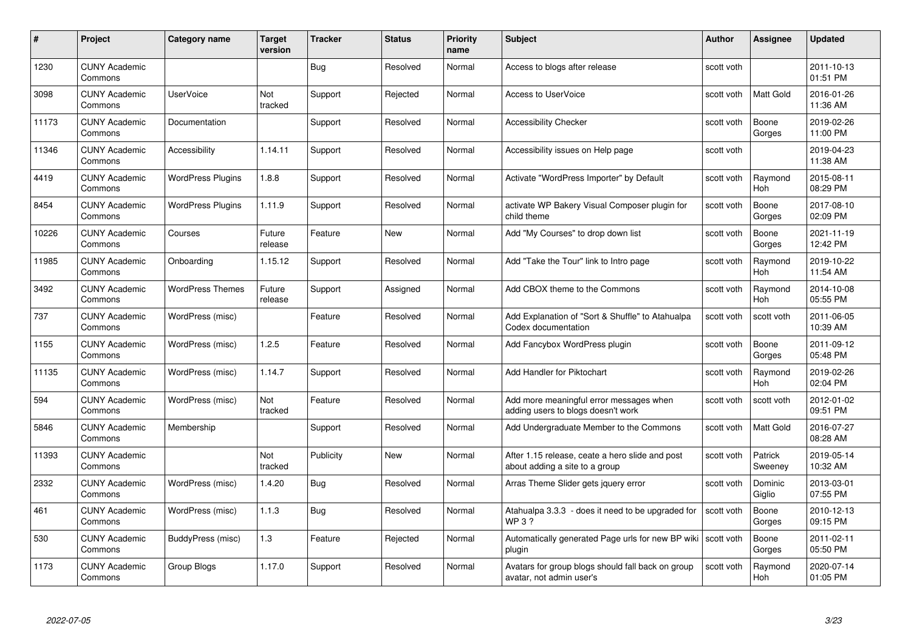| # | Project | Category name | Target version | Tracker | Status | Priority name | Subject | Author | Assignee | Updated |
|---|---|---|---|---|---|---|---|---|---|---|
| 1230 | CUNY Academic Commons | | | Bug | Resolved | Normal | Access to blogs after release | scott voth | | 2011-10-13 01:51 PM |
| 3098 | CUNY Academic Commons | UserVoice | Not tracked | Support | Rejected | Normal | Access to UserVoice | scott voth | Matt Gold | 2016-01-26 11:36 AM |
| 11173 | CUNY Academic Commons | Documentation | | Support | Resolved | Normal | Accessibility Checker | scott voth | Boone Gorges | 2019-02-26 11:00 PM |
| 11346 | CUNY Academic Commons | Accessibility | 1.14.11 | Support | Resolved | Normal | Accessibility issues on Help page | scott voth | | 2019-04-23 11:38 AM |
| 4419 | CUNY Academic Commons | WordPress Plugins | 1.8.8 | Support | Resolved | Normal | Activate "WordPress Importer" by Default | scott voth | Raymond Hoh | 2015-08-11 08:29 PM |
| 8454 | CUNY Academic Commons | WordPress Plugins | 1.11.9 | Support | Resolved | Normal | activate WP Bakery Visual Composer plugin for child theme | scott voth | Boone Gorges | 2017-08-10 02:09 PM |
| 10226 | CUNY Academic Commons | Courses | Future release | Feature | New | Normal | Add "My Courses" to drop down list | scott voth | Boone Gorges | 2021-11-19 12:42 PM |
| 11985 | CUNY Academic Commons | Onboarding | 1.15.12 | Support | Resolved | Normal | Add "Take the Tour" link to Intro page | scott voth | Raymond Hoh | 2019-10-22 11:54 AM |
| 3492 | CUNY Academic Commons | WordPress Themes | Future release | Support | Assigned | Normal | Add CBOX theme to the Commons | scott voth | Raymond Hoh | 2014-10-08 05:55 PM |
| 737 | CUNY Academic Commons | WordPress (misc) | | Feature | Resolved | Normal | Add Explanation of "Sort & Shuffle" to Atahualpa Codex documentation | scott voth | scott voth | 2011-06-05 10:39 AM |
| 1155 | CUNY Academic Commons | WordPress (misc) | 1.2.5 | Feature | Resolved | Normal | Add Fancybox WordPress plugin | scott voth | Boone Gorges | 2011-09-12 05:48 PM |
| 11135 | CUNY Academic Commons | WordPress (misc) | 1.14.7 | Support | Resolved | Normal | Add Handler for Piktochart | scott voth | Raymond Hoh | 2019-02-26 02:04 PM |
| 594 | CUNY Academic Commons | WordPress (misc) | Not tracked | Feature | Resolved | Normal | Add more meaningful error messages when adding users to blogs doesn't work | scott voth | scott voth | 2012-01-02 09:51 PM |
| 5846 | CUNY Academic Commons | Membership | | Support | Resolved | Normal | Add Undergraduate Member to the Commons | scott voth | Matt Gold | 2016-07-27 08:28 AM |
| 11393 | CUNY Academic Commons | | Not tracked | Publicity | New | Normal | After 1.15 release, ceate a hero slide and post about adding a site to a group | scott voth | Patrick Sweeney | 2019-05-14 10:32 AM |
| 2332 | CUNY Academic Commons | WordPress (misc) | 1.4.20 | Bug | Resolved | Normal | Arras Theme Slider gets jquery error | scott voth | Dominic Giglio | 2013-03-01 07:55 PM |
| 461 | CUNY Academic Commons | WordPress (misc) | 1.1.3 | Bug | Resolved | Normal | Atahualpa 3.3.3 - does it need to be upgraded for WP 3 ? | scott voth | Boone Gorges | 2010-12-13 09:15 PM |
| 530 | CUNY Academic Commons | BuddyPress (misc) | 1.3 | Feature | Rejected | Normal | Automatically generated Page urls for new BP wiki plugin | scott voth | Boone Gorges | 2011-02-11 05:50 PM |
| 1173 | CUNY Academic Commons | Group Blogs | 1.17.0 | Support | Resolved | Normal | Avatars for group blogs should fall back on group avatar, not admin user's | scott voth | Raymond Hoh | 2020-07-14 01:05 PM |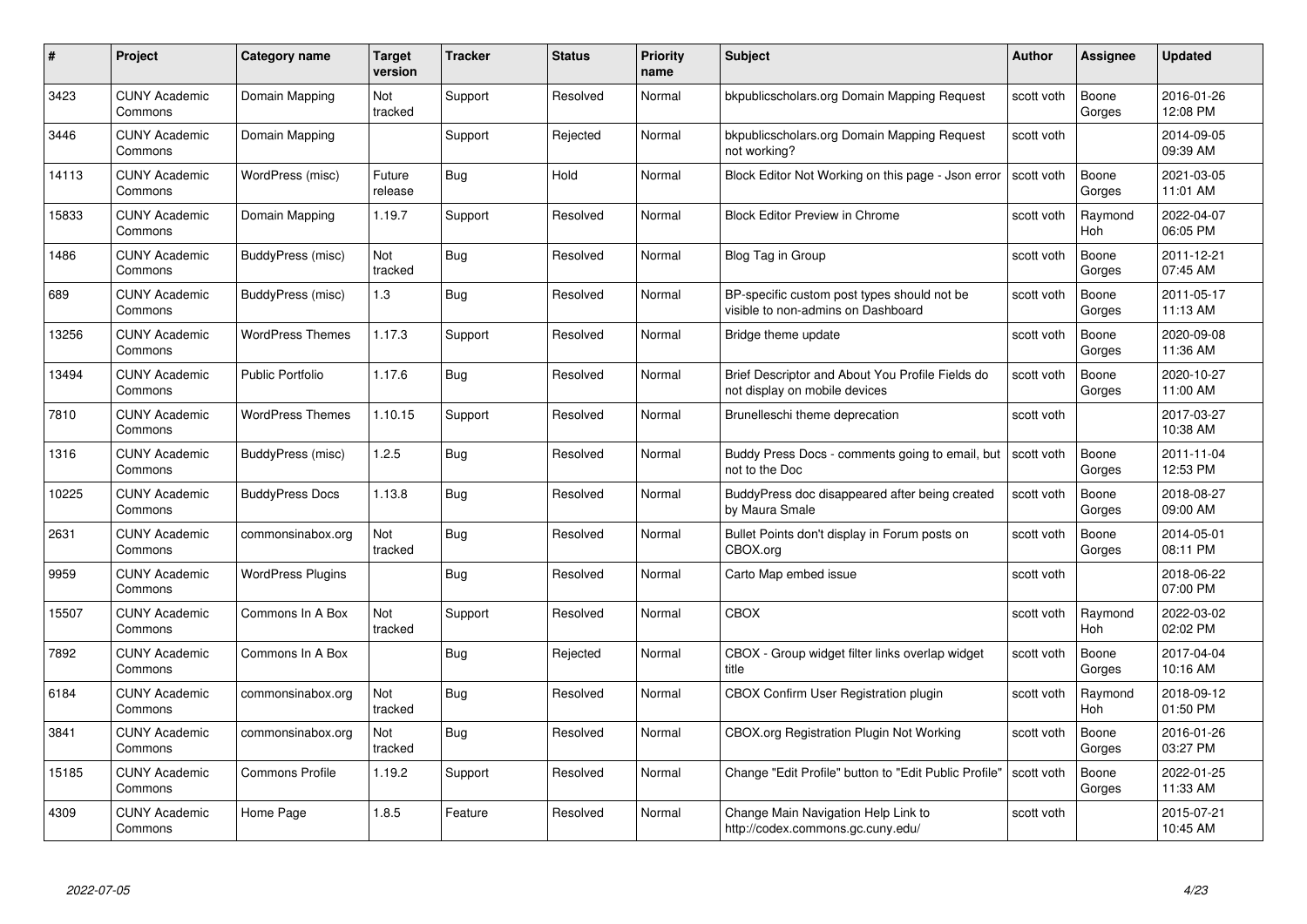| # | Project | Category name | Target version | Tracker | Status | Priority name | Subject | Author | Assignee | Updated |
|---|---|---|---|---|---|---|---|---|---|---|
| 3423 | CUNY Academic Commons | Domain Mapping | Not tracked | Support | Resolved | Normal | bkpublicscholars.org Domain Mapping Request | scott voth | Boone Gorges | 2016-01-26 12:08 PM |
| 3446 | CUNY Academic Commons | Domain Mapping | | Support | Rejected | Normal | bkpublicscholars.org Domain Mapping Request not working? | scott voth | | 2014-09-05 09:39 AM |
| 14113 | CUNY Academic Commons | WordPress (misc) | Future release | Bug | Hold | Normal | Block Editor Not Working on this page - Json error | scott voth | Boone Gorges | 2021-03-05 11:01 AM |
| 15833 | CUNY Academic Commons | Domain Mapping | 1.19.7 | Support | Resolved | Normal | Block Editor Preview in Chrome | scott voth | Raymond Hoh | 2022-04-07 06:05 PM |
| 1486 | CUNY Academic Commons | BuddyPress (misc) | Not tracked | Bug | Resolved | Normal | Blog Tag in Group | scott voth | Boone Gorges | 2011-12-21 07:45 AM |
| 689 | CUNY Academic Commons | BuddyPress (misc) | 1.3 | Bug | Resolved | Normal | BP-specific custom post types should not be visible to non-admins on Dashboard | scott voth | Boone Gorges | 2011-05-17 11:13 AM |
| 13256 | CUNY Academic Commons | WordPress Themes | 1.17.3 | Support | Resolved | Normal | Bridge theme update | scott voth | Boone Gorges | 2020-09-08 11:36 AM |
| 13494 | CUNY Academic Commons | Public Portfolio | 1.17.6 | Bug | Resolved | Normal | Brief Descriptor and About You Profile Fields do not display on mobile devices | scott voth | Boone Gorges | 2020-10-27 11:00 AM |
| 7810 | CUNY Academic Commons | WordPress Themes | 1.10.15 | Support | Resolved | Normal | Brunelleschi theme deprecation | scott voth | | 2017-03-27 10:38 AM |
| 1316 | CUNY Academic Commons | BuddyPress (misc) | 1.2.5 | Bug | Resolved | Normal | Buddy Press Docs - comments going to email, but not to the Doc | scott voth | Boone Gorges | 2011-11-04 12:53 PM |
| 10225 | CUNY Academic Commons | BuddyPress Docs | 1.13.8 | Bug | Resolved | Normal | BuddyPress doc disappeared after being created by Maura Smale | scott voth | Boone Gorges | 2018-08-27 09:00 AM |
| 2631 | CUNY Academic Commons | commonsinabox.org | Not tracked | Bug | Resolved | Normal | Bullet Points don't display in Forum posts on CBOX.org | scott voth | Boone Gorges | 2014-05-01 08:11 PM |
| 9959 | CUNY Academic Commons | WordPress Plugins | | Bug | Resolved | Normal | Carto Map embed issue | scott voth | | 2018-06-22 07:00 PM |
| 15507 | CUNY Academic Commons | Commons In A Box | Not tracked | Support | Resolved | Normal | CBOX | scott voth | Raymond Hoh | 2022-03-02 02:02 PM |
| 7892 | CUNY Academic Commons | Commons In A Box | | Bug | Rejected | Normal | CBOX - Group widget filter links overlap widget title | scott voth | Boone Gorges | 2017-04-04 10:16 AM |
| 6184 | CUNY Academic Commons | commonsinabox.org | Not tracked | Bug | Resolved | Normal | CBOX Confirm User Registration plugin | scott voth | Raymond Hoh | 2018-09-12 01:50 PM |
| 3841 | CUNY Academic Commons | commonsinabox.org | Not tracked | Bug | Resolved | Normal | CBOX.org Registration Plugin Not Working | scott voth | Boone Gorges | 2016-01-26 03:27 PM |
| 15185 | CUNY Academic Commons | Commons Profile | 1.19.2 | Support | Resolved | Normal | Change "Edit Profile" button to "Edit Public Profile" | scott voth | Boone Gorges | 2022-01-25 11:33 AM |
| 4309 | CUNY Academic Commons | Home Page | 1.8.5 | Feature | Resolved | Normal | Change Main Navigation Help Link to http://codex.commons.gc.cuny.edu/ | scott voth | | 2015-07-21 10:45 AM |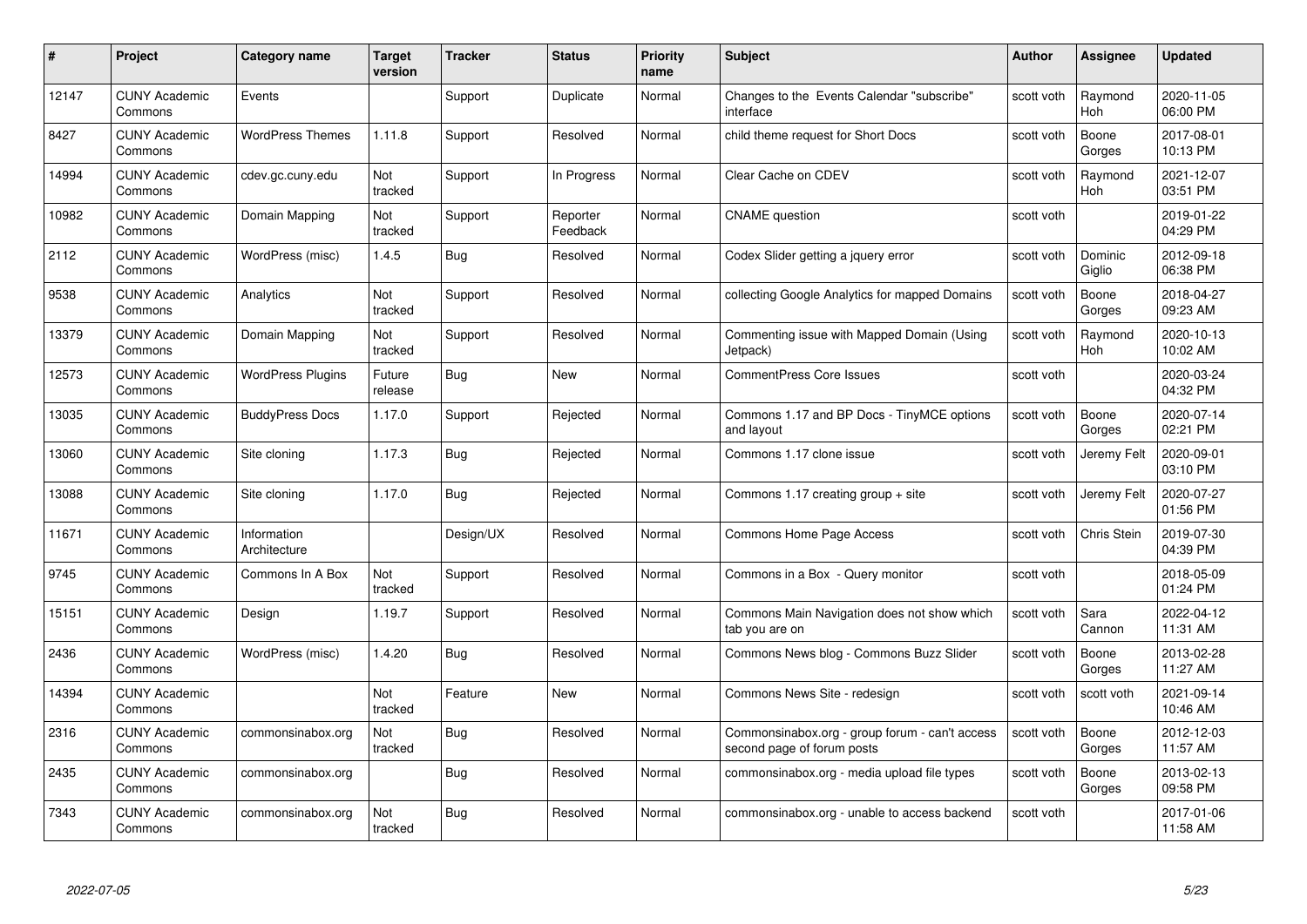| # | Project | Category name | Target version | Tracker | Status | Priority name | Subject | Author | Assignee | Updated |
|---|---|---|---|---|---|---|---|---|---|---|
| 12147 | CUNY Academic Commons | Events | | Support | Duplicate | Normal | Changes to the Events Calendar "subscribe" interface | scott voth | Raymond Hoh | 2020-11-05 06:00 PM |
| 8427 | CUNY Academic Commons | WordPress Themes | 1.11.8 | Support | Resolved | Normal | child theme request for Short Docs | scott voth | Boone Gorges | 2017-08-01 10:13 PM |
| 14994 | CUNY Academic Commons | cdev.gc.cuny.edu | Not tracked | Support | In Progress | Normal | Clear Cache on CDEV | scott voth | Raymond Hoh | 2021-12-07 03:51 PM |
| 10982 | CUNY Academic Commons | Domain Mapping | Not tracked | Support | Reporter Feedback | Normal | CNAME question | scott voth | | 2019-01-22 04:29 PM |
| 2112 | CUNY Academic Commons | WordPress (misc) | 1.4.5 | Bug | Resolved | Normal | Codex Slider getting a jquery error | scott voth | Dominic Giglio | 2012-09-18 06:38 PM |
| 9538 | CUNY Academic Commons | Analytics | Not tracked | Support | Resolved | Normal | collecting Google Analytics for mapped Domains | scott voth | Boone Gorges | 2018-04-27 09:23 AM |
| 13379 | CUNY Academic Commons | Domain Mapping | Not tracked | Support | Resolved | Normal | Commenting issue with Mapped Domain (Using Jetpack) | scott voth | Raymond Hoh | 2020-10-13 10:02 AM |
| 12573 | CUNY Academic Commons | WordPress Plugins | Future release | Bug | New | Normal | CommentPress Core Issues | scott voth | | 2020-03-24 04:32 PM |
| 13035 | CUNY Academic Commons | BuddyPress Docs | 1.17.0 | Support | Rejected | Normal | Commons 1.17 and BP Docs - TinyMCE options and layout | scott voth | Boone Gorges | 2020-07-14 02:21 PM |
| 13060 | CUNY Academic Commons | Site cloning | 1.17.3 | Bug | Rejected | Normal | Commons 1.17 clone issue | scott voth | Jeremy Felt | 2020-09-01 03:10 PM |
| 13088 | CUNY Academic Commons | Site cloning | 1.17.0 | Bug | Rejected | Normal | Commons 1.17 creating group + site | scott voth | Jeremy Felt | 2020-07-27 01:56 PM |
| 11671 | CUNY Academic Commons | Information Architecture | | Design/UX | Resolved | Normal | Commons Home Page Access | scott voth | Chris Stein | 2019-07-30 04:39 PM |
| 9745 | CUNY Academic Commons | Commons In A Box | Not tracked | Support | Resolved | Normal | Commons in a Box - Query monitor | scott voth | | 2018-05-09 01:24 PM |
| 15151 | CUNY Academic Commons | Design | 1.19.7 | Support | Resolved | Normal | Commons Main Navigation does not show which tab you are on | scott voth | Sara Cannon | 2022-04-12 11:31 AM |
| 2436 | CUNY Academic Commons | WordPress (misc) | 1.4.20 | Bug | Resolved | Normal | Commons News blog - Commons Buzz Slider | scott voth | Boone Gorges | 2013-02-28 11:27 AM |
| 14394 | CUNY Academic Commons | | Not tracked | Feature | New | Normal | Commons News Site - redesign | scott voth | scott voth | 2021-09-14 10:46 AM |
| 2316 | CUNY Academic Commons | commonsinabox.org | Not tracked | Bug | Resolved | Normal | Commonsinabox.org - group forum - can't access second page of forum posts | scott voth | Boone Gorges | 2012-12-03 11:57 AM |
| 2435 | CUNY Academic Commons | commonsinabox.org | | Bug | Resolved | Normal | commonsinabox.org - media upload file types | scott voth | Boone Gorges | 2013-02-13 09:58 PM |
| 7343 | CUNY Academic Commons | commonsinabox.org | Not tracked | Bug | Resolved | Normal | commonsinabox.org - unable to access backend | scott voth | | 2017-01-06 11:58 AM |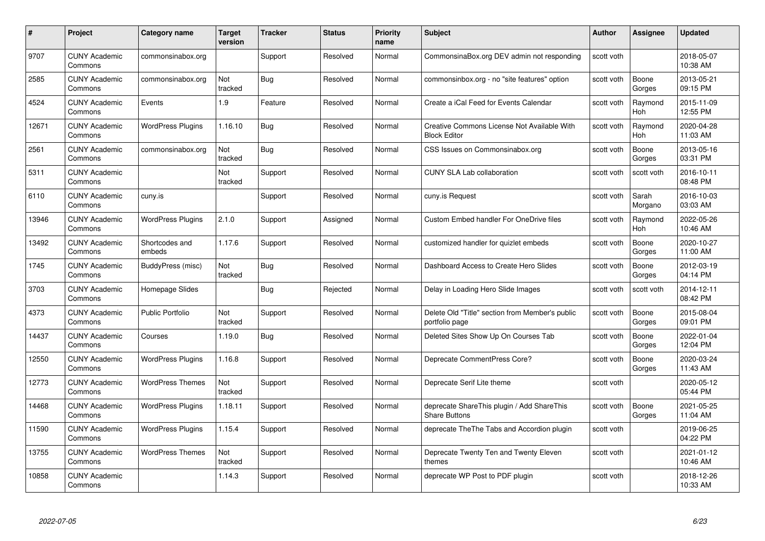| # | Project | Category name | Target version | Tracker | Status | Priority name | Subject | Author | Assignee | Updated |
|---|---|---|---|---|---|---|---|---|---|---|
| 9707 | CUNY Academic Commons | commonsinabox.org | | Support | Resolved | Normal | CommonsinaBox.org DEV admin not responding | scott voth | | 2018-05-07 10:38 AM |
| 2585 | CUNY Academic Commons | commonsinabox.org | Not tracked | Bug | Resolved | Normal | commonsinbox.org - no "site features" option | scott voth | Boone Gorges | 2013-05-21 09:15 PM |
| 4524 | CUNY Academic Commons | Events | 1.9 | Feature | Resolved | Normal | Create a iCal Feed for Events Calendar | scott voth | Raymond Hoh | 2015-11-09 12:55 PM |
| 12671 | CUNY Academic Commons | WordPress Plugins | 1.16.10 | Bug | Resolved | Normal | Creative Commons License Not Available With Block Editor | scott voth | Raymond Hoh | 2020-04-28 11:03 AM |
| 2561 | CUNY Academic Commons | commonsinabox.org | Not tracked | Bug | Resolved | Normal | CSS Issues on Commonsinabox.org | scott voth | Boone Gorges | 2013-05-16 03:31 PM |
| 5311 | CUNY Academic Commons | | Not tracked | Support | Resolved | Normal | CUNY SLA Lab collaboration | scott voth | scott voth | 2016-10-11 08:48 PM |
| 6110 | CUNY Academic Commons | cuny.is | | Support | Resolved | Normal | cuny.is Request | scott voth | Sarah Morgano | 2016-10-03 03:03 AM |
| 13946 | CUNY Academic Commons | WordPress Plugins | 2.1.0 | Support | Assigned | Normal | Custom Embed handler For OneDrive files | scott voth | Raymond Hoh | 2022-05-26 10:46 AM |
| 13492 | CUNY Academic Commons | Shortcodes and embeds | 1.17.6 | Support | Resolved | Normal | customized handler for quizlet embeds | scott voth | Boone Gorges | 2020-10-27 11:00 AM |
| 1745 | CUNY Academic Commons | BuddyPress (misc) | Not tracked | Bug | Resolved | Normal | Dashboard Access to Create Hero Slides | scott voth | Boone Gorges | 2012-03-19 04:14 PM |
| 3703 | CUNY Academic Commons | Homepage Slides | | Bug | Rejected | Normal | Delay in Loading Hero Slide Images | scott voth | scott voth | 2014-12-11 08:42 PM |
| 4373 | CUNY Academic Commons | Public Portfolio | Not tracked | Support | Resolved | Normal | Delete Old "Title" section from Member's public portfolio page | scott voth | Boone Gorges | 2015-08-04 09:01 PM |
| 14437 | CUNY Academic Commons | Courses | 1.19.0 | Bug | Resolved | Normal | Deleted Sites Show Up On Courses Tab | scott voth | Boone Gorges | 2022-01-04 12:04 PM |
| 12550 | CUNY Academic Commons | WordPress Plugins | 1.16.8 | Support | Resolved | Normal | Deprecate CommentPress Core? | scott voth | Boone Gorges | 2020-03-24 11:43 AM |
| 12773 | CUNY Academic Commons | WordPress Themes | Not tracked | Support | Resolved | Normal | Deprecate Serif Lite theme | scott voth | | 2020-05-12 05:44 PM |
| 14468 | CUNY Academic Commons | WordPress Plugins | 1.18.11 | Support | Resolved | Normal | deprecate ShareThis plugin / Add ShareThis Share Buttons | scott voth | Boone Gorges | 2021-05-25 11:04 AM |
| 11590 | CUNY Academic Commons | WordPress Plugins | 1.15.4 | Support | Resolved | Normal | deprecate TheThe Tabs and Accordion plugin | scott voth | | 2019-06-25 04:22 PM |
| 13755 | CUNY Academic Commons | WordPress Themes | Not tracked | Support | Resolved | Normal | Deprecate Twenty Ten and Twenty Eleven themes | scott voth | | 2021-01-12 10:46 AM |
| 10858 | CUNY Academic Commons | | 1.14.3 | Support | Resolved | Normal | deprecate WP Post to PDF plugin | scott voth | | 2018-12-26 10:33 AM |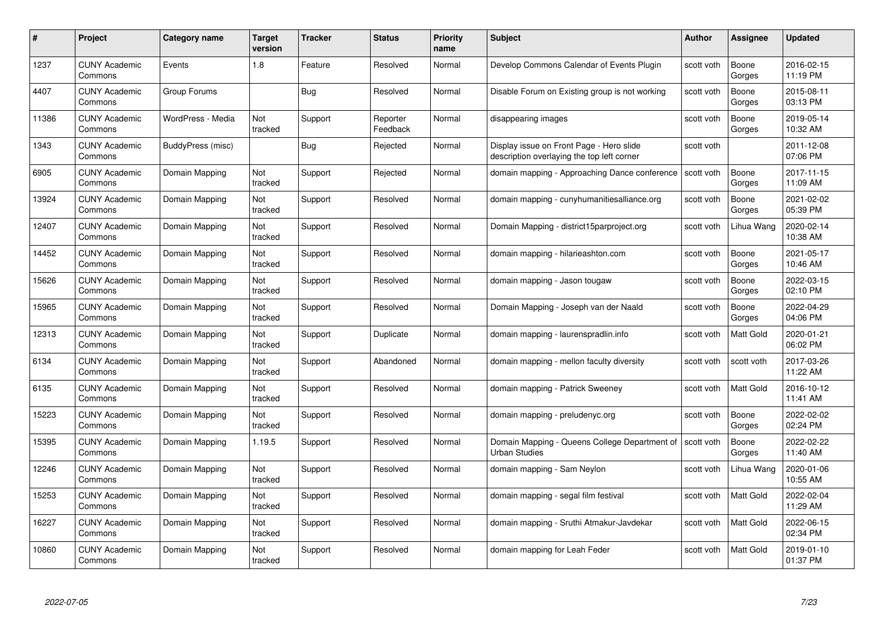| # | Project | Category name | Target version | Tracker | Status | Priority name | Subject | Author | Assignee | Updated |
|---|---|---|---|---|---|---|---|---|---|---|
| 1237 | CUNY Academic Commons | Events | 1.8 | Feature | Resolved | Normal | Develop Commons Calendar of Events Plugin | scott voth | Boone Gorges | 2016-02-15 11:19 PM |
| 4407 | CUNY Academic Commons | Group Forums | | Bug | Resolved | Normal | Disable Forum on Existing group is not working | scott voth | Boone Gorges | 2015-08-11 03:13 PM |
| 11386 | CUNY Academic Commons | WordPress - Media | Not tracked | Support | Reporter Feedback | Normal | disappearing images | scott voth | Boone Gorges | 2019-05-14 10:32 AM |
| 1343 | CUNY Academic Commons | BuddyPress (misc) | | Bug | Rejected | Normal | Display issue on Front Page - Hero slide description overlaying the top left corner | scott voth | | 2011-12-08 07:06 PM |
| 6905 | CUNY Academic Commons | Domain Mapping | Not tracked | Support | Rejected | Normal | domain mapping - Approaching Dance conference | scott voth | Boone Gorges | 2017-11-15 11:09 AM |
| 13924 | CUNY Academic Commons | Domain Mapping | Not tracked | Support | Resolved | Normal | domain mapping - cunyhumanitiesalliance.org | scott voth | Boone Gorges | 2021-02-02 05:39 PM |
| 12407 | CUNY Academic Commons | Domain Mapping | Not tracked | Support | Resolved | Normal | Domain Mapping - district15parproject.org | scott voth | Lihua Wang | 2020-02-14 10:38 AM |
| 14452 | CUNY Academic Commons | Domain Mapping | Not tracked | Support | Resolved | Normal | domain mapping - hilarieashton.com | scott voth | Boone Gorges | 2021-05-17 10:46 AM |
| 15626 | CUNY Academic Commons | Domain Mapping | Not tracked | Support | Resolved | Normal | domain mapping - Jason tougaw | scott voth | Boone Gorges | 2022-03-15 02:10 PM |
| 15965 | CUNY Academic Commons | Domain Mapping | Not tracked | Support | Resolved | Normal | Domain Mapping - Joseph van der Naald | scott voth | Boone Gorges | 2022-04-29 04:06 PM |
| 12313 | CUNY Academic Commons | Domain Mapping | Not tracked | Support | Duplicate | Normal | domain mapping - laurenspradlin.info | scott voth | Matt Gold | 2020-01-21 06:02 PM |
| 6134 | CUNY Academic Commons | Domain Mapping | Not tracked | Support | Abandoned | Normal | domain mapping - mellon faculty diversity | scott voth | scott voth | 2017-03-26 11:22 AM |
| 6135 | CUNY Academic Commons | Domain Mapping | Not tracked | Support | Resolved | Normal | domain mapping - Patrick Sweeney | scott voth | Matt Gold | 2016-10-12 11:41 AM |
| 15223 | CUNY Academic Commons | Domain Mapping | Not tracked | Support | Resolved | Normal | domain mapping - preludenyc.org | scott voth | Boone Gorges | 2022-02-02 02:24 PM |
| 15395 | CUNY Academic Commons | Domain Mapping | 1.19.5 | Support | Resolved | Normal | Domain Mapping - Queens College Department of Urban Studies | scott voth | Boone Gorges | 2022-02-22 11:40 AM |
| 12246 | CUNY Academic Commons | Domain Mapping | Not tracked | Support | Resolved | Normal | domain mapping - Sam Neylon | scott voth | Lihua Wang | 2020-01-06 10:55 AM |
| 15253 | CUNY Academic Commons | Domain Mapping | Not tracked | Support | Resolved | Normal | domain mapping - segal film festival | scott voth | Matt Gold | 2022-02-04 11:29 AM |
| 16227 | CUNY Academic Commons | Domain Mapping | Not tracked | Support | Resolved | Normal | domain mapping - Sruthi Atmakur-Javdekar | scott voth | Matt Gold | 2022-06-15 02:34 PM |
| 10860 | CUNY Academic Commons | Domain Mapping | Not tracked | Support | Resolved | Normal | domain mapping for Leah Feder | scott voth | Matt Gold | 2019-01-10 01:37 PM |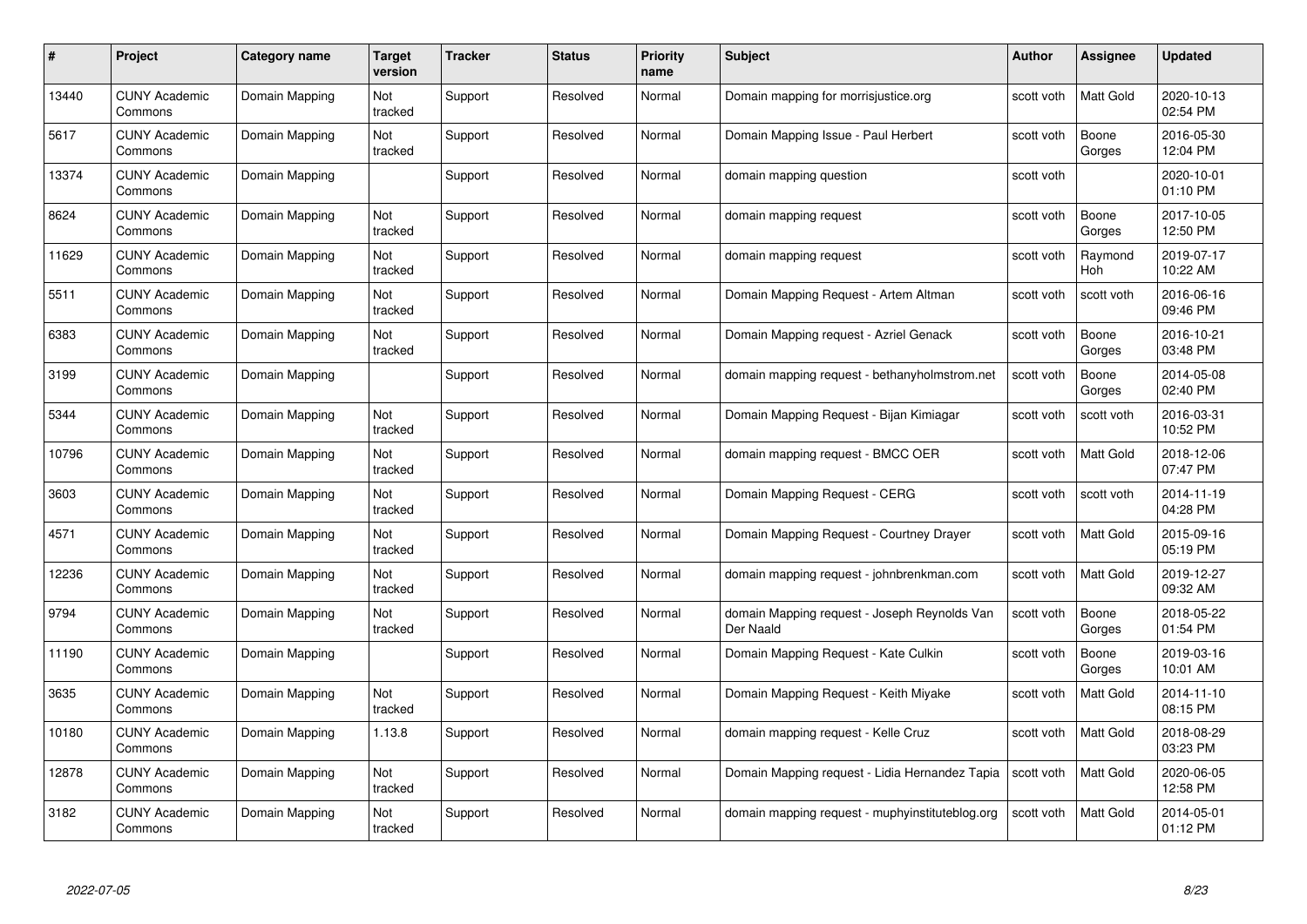| # | Project | Category name | Target version | Tracker | Status | Priority name | Subject | Author | Assignee | Updated |
|---|---|---|---|---|---|---|---|---|---|---|
| 13440 | CUNY Academic Commons | Domain Mapping | Not tracked | Support | Resolved | Normal | Domain mapping for morrisjustice.org | scott voth | Matt Gold | 2020-10-13 02:54 PM |
| 5617 | CUNY Academic Commons | Domain Mapping | Not tracked | Support | Resolved | Normal | Domain Mapping Issue - Paul Herbert | scott voth | Boone Gorges | 2016-05-30 12:04 PM |
| 13374 | CUNY Academic Commons | Domain Mapping | | Support | Resolved | Normal | domain mapping question | scott voth | | 2020-10-01 01:10 PM |
| 8624 | CUNY Academic Commons | Domain Mapping | Not tracked | Support | Resolved | Normal | domain mapping request | scott voth | Boone Gorges | 2017-10-05 12:50 PM |
| 11629 | CUNY Academic Commons | Domain Mapping | Not tracked | Support | Resolved | Normal | domain mapping request | scott voth | Raymond Hoh | 2019-07-17 10:22 AM |
| 5511 | CUNY Academic Commons | Domain Mapping | Not tracked | Support | Resolved | Normal | Domain Mapping Request - Artem Altman | scott voth | scott voth | 2016-06-16 09:46 PM |
| 6383 | CUNY Academic Commons | Domain Mapping | Not tracked | Support | Resolved | Normal | Domain Mapping request - Azriel Genack | scott voth | Boone Gorges | 2016-10-21 03:48 PM |
| 3199 | CUNY Academic Commons | Domain Mapping | | Support | Resolved | Normal | domain mapping request - bethanyholmstrom.net | scott voth | Boone Gorges | 2014-05-08 02:40 PM |
| 5344 | CUNY Academic Commons | Domain Mapping | Not tracked | Support | Resolved | Normal | Domain Mapping Request - Bijan Kimiagar | scott voth | scott voth | 2016-03-31 10:52 PM |
| 10796 | CUNY Academic Commons | Domain Mapping | Not tracked | Support | Resolved | Normal | domain mapping request - BMCC OER | scott voth | Matt Gold | 2018-12-06 07:47 PM |
| 3603 | CUNY Academic Commons | Domain Mapping | Not tracked | Support | Resolved | Normal | Domain Mapping Request - CERG | scott voth | scott voth | 2014-11-19 04:28 PM |
| 4571 | CUNY Academic Commons | Domain Mapping | Not tracked | Support | Resolved | Normal | Domain Mapping Request - Courtney Drayer | scott voth | Matt Gold | 2015-09-16 05:19 PM |
| 12236 | CUNY Academic Commons | Domain Mapping | Not tracked | Support | Resolved | Normal | domain mapping request - johnbrenkman.com | scott voth | Matt Gold | 2019-12-27 09:32 AM |
| 9794 | CUNY Academic Commons | Domain Mapping | Not tracked | Support | Resolved | Normal | domain Mapping request - Joseph Reynolds Van Der Naald | scott voth | Boone Gorges | 2018-05-22 01:54 PM |
| 11190 | CUNY Academic Commons | Domain Mapping | | Support | Resolved | Normal | Domain Mapping Request - Kate Culkin | scott voth | Boone Gorges | 2019-03-16 10:01 AM |
| 3635 | CUNY Academic Commons | Domain Mapping | Not tracked | Support | Resolved | Normal | Domain Mapping Request - Keith Miyake | scott voth | Matt Gold | 2014-11-10 08:15 PM |
| 10180 | CUNY Academic Commons | Domain Mapping | 1.13.8 | Support | Resolved | Normal | domain mapping request - Kelle Cruz | scott voth | Matt Gold | 2018-08-29 03:23 PM |
| 12878 | CUNY Academic Commons | Domain Mapping | Not tracked | Support | Resolved | Normal | Domain Mapping request - Lidia Hernandez Tapia | scott voth | Matt Gold | 2020-06-05 12:58 PM |
| 3182 | CUNY Academic Commons | Domain Mapping | Not tracked | Support | Resolved | Normal | domain mapping request - muphyinstituteblog.org | scott voth | Matt Gold | 2014-05-01 01:12 PM |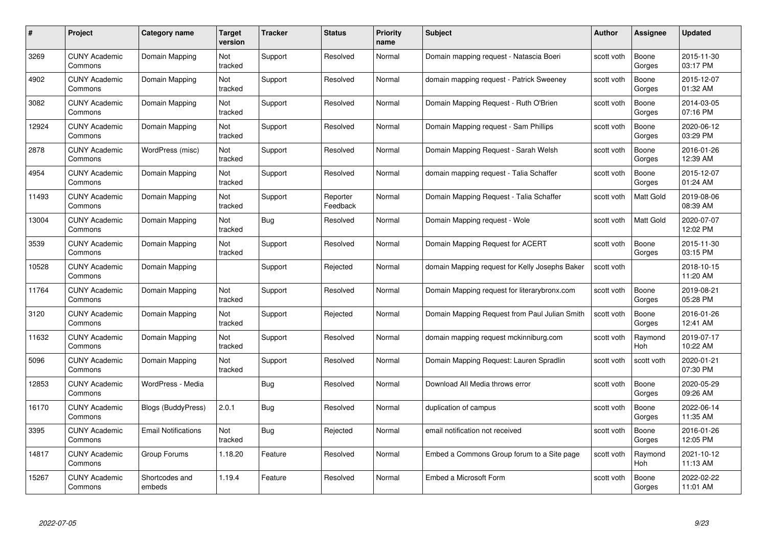| # | Project | Category name | Target version | Tracker | Status | Priority name | Subject | Author | Assignee | Updated |
|---|---|---|---|---|---|---|---|---|---|---|
| 3269 | CUNY Academic Commons | Domain Mapping | Not tracked | Support | Resolved | Normal | Domain mapping request - Natascia Boeri | scott voth | Boone Gorges | 2015-11-30 03:17 PM |
| 4902 | CUNY Academic Commons | Domain Mapping | Not tracked | Support | Resolved | Normal | domain mapping request - Patrick Sweeney | scott voth | Boone Gorges | 2015-12-07 01:32 AM |
| 3082 | CUNY Academic Commons | Domain Mapping | Not tracked | Support | Resolved | Normal | Domain Mapping Request - Ruth O'Brien | scott voth | Boone Gorges | 2014-03-05 07:16 PM |
| 12924 | CUNY Academic Commons | Domain Mapping | Not tracked | Support | Resolved | Normal | Domain Mapping request - Sam Phillips | scott voth | Boone Gorges | 2020-06-12 03:29 PM |
| 2878 | CUNY Academic Commons | WordPress (misc) | Not tracked | Support | Resolved | Normal | Domain Mapping Request - Sarah Welsh | scott voth | Boone Gorges | 2016-01-26 12:39 AM |
| 4954 | CUNY Academic Commons | Domain Mapping | Not tracked | Support | Resolved | Normal | domain mapping request - Talia Schaffer | scott voth | Boone Gorges | 2015-12-07 01:24 AM |
| 11493 | CUNY Academic Commons | Domain Mapping | Not tracked | Support | Reporter Feedback | Normal | Domain Mapping Request - Talia Schaffer | scott voth | Matt Gold | 2019-08-06 08:39 AM |
| 13004 | CUNY Academic Commons | Domain Mapping | Not tracked | Bug | Resolved | Normal | Domain Mapping request - Wole | scott voth | Matt Gold | 2020-07-07 12:02 PM |
| 3539 | CUNY Academic Commons | Domain Mapping | Not tracked | Support | Resolved | Normal | Domain Mapping Request for ACERT | scott voth | Boone Gorges | 2015-11-30 03:15 PM |
| 10528 | CUNY Academic Commons | Domain Mapping | | Support | Rejected | Normal | domain Mapping request for Kelly Josephs Baker | scott voth | | 2018-10-15 11:20 AM |
| 11764 | CUNY Academic Commons | Domain Mapping | Not tracked | Support | Resolved | Normal | Domain Mapping request for literarybronx.com | scott voth | Boone Gorges | 2019-08-21 05:28 PM |
| 3120 | CUNY Academic Commons | Domain Mapping | Not tracked | Support | Rejected | Normal | Domain Mapping Request from Paul Julian Smith | scott voth | Boone Gorges | 2016-01-26 12:41 AM |
| 11632 | CUNY Academic Commons | Domain Mapping | Not tracked | Support | Resolved | Normal | domain mapping request mckinniburg.com | scott voth | Raymond Hoh | 2019-07-17 10:22 AM |
| 5096 | CUNY Academic Commons | Domain Mapping | Not tracked | Support | Resolved | Normal | Domain Mapping Request: Lauren Spradlin | scott voth | scott voth | 2020-01-21 07:30 PM |
| 12853 | CUNY Academic Commons | WordPress - Media | | Bug | Resolved | Normal | Download All Media throws error | scott voth | Boone Gorges | 2020-05-29 09:26 AM |
| 16170 | CUNY Academic Commons | Blogs (BuddyPress) | 2.0.1 | Bug | Resolved | Normal | duplication of campus | scott voth | Boone Gorges | 2022-06-14 11:35 AM |
| 3395 | CUNY Academic Commons | Email Notifications | Not tracked | Bug | Rejected | Normal | email notification not received | scott voth | Boone Gorges | 2016-01-26 12:05 PM |
| 14817 | CUNY Academic Commons | Group Forums | 1.18.20 | Feature | Resolved | Normal | Embed a Commons Group forum to a Site page | scott voth | Raymond Hoh | 2021-10-12 11:13 AM |
| 15267 | CUNY Academic Commons | Shortcodes and embeds | 1.19.4 | Feature | Resolved | Normal | Embed a Microsoft Form | scott voth | Boone Gorges | 2022-02-22 11:01 AM |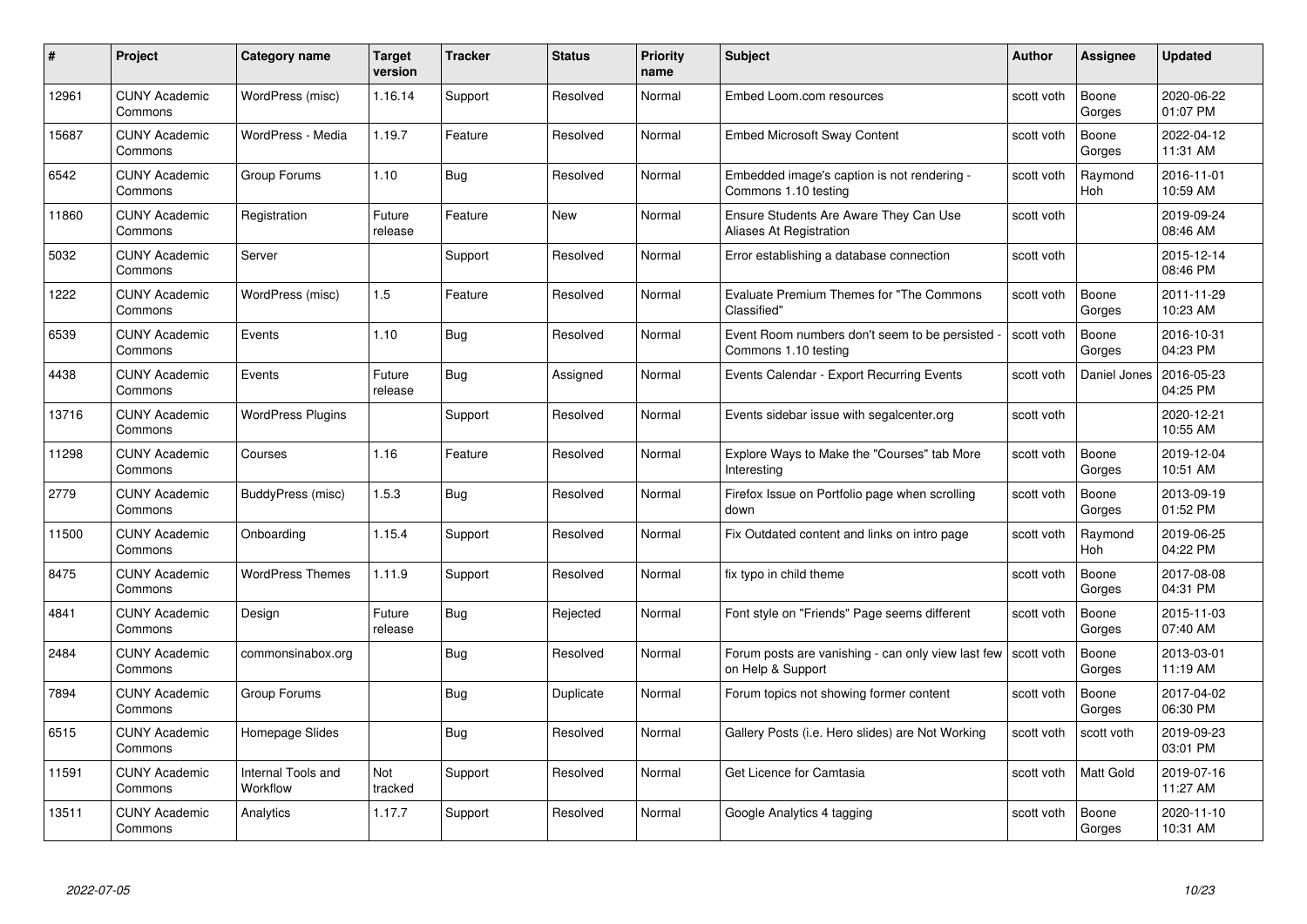| # | Project | Category name | Target version | Tracker | Status | Priority name | Subject | Author | Assignee | Updated |
|---|---|---|---|---|---|---|---|---|---|---|
| 12961 | CUNY Academic Commons | WordPress (misc) | 1.16.14 | Support | Resolved | Normal | Embed Loom.com resources | scott voth | Boone Gorges | 2020-06-22 01:07 PM |
| 15687 | CUNY Academic Commons | WordPress - Media | 1.19.7 | Feature | Resolved | Normal | Embed Microsoft Sway Content | scott voth | Boone Gorges | 2022-04-12 11:31 AM |
| 6542 | CUNY Academic Commons | Group Forums | 1.10 | Bug | Resolved | Normal | Embedded image's caption is not rendering - Commons 1.10 testing | scott voth | Raymond Hoh | 2016-11-01 10:59 AM |
| 11860 | CUNY Academic Commons | Registration | Future release | Feature | New | Normal | Ensure Students Are Aware They Can Use Aliases At Registration | scott voth | | 2019-09-24 08:46 AM |
| 5032 | CUNY Academic Commons | Server | | Support | Resolved | Normal | Error establishing a database connection | scott voth | | 2015-12-14 08:46 PM |
| 1222 | CUNY Academic Commons | WordPress (misc) | 1.5 | Feature | Resolved | Normal | Evaluate Premium Themes for "The Commons Classified" | scott voth | Boone Gorges | 2011-11-29 10:23 AM |
| 6539 | CUNY Academic Commons | Events | 1.10 | Bug | Resolved | Normal | Event Room numbers don't seem to be persisted - Commons 1.10 testing | scott voth | Boone Gorges | 2016-10-31 04:23 PM |
| 4438 | CUNY Academic Commons | Events | Future release | Bug | Assigned | Normal | Events Calendar - Export Recurring Events | scott voth | Daniel Jones | 2016-05-23 04:25 PM |
| 13716 | CUNY Academic Commons | WordPress Plugins | | Support | Resolved | Normal | Events sidebar issue with segalcenter.org | scott voth | | 2020-12-21 10:55 AM |
| 11298 | CUNY Academic Commons | Courses | 1.16 | Feature | Resolved | Normal | Explore Ways to Make the "Courses" tab More Interesting | scott voth | Boone Gorges | 2019-12-04 10:51 AM |
| 2779 | CUNY Academic Commons | BuddyPress (misc) | 1.5.3 | Bug | Resolved | Normal | Firefox Issue on Portfolio page when scrolling down | scott voth | Boone Gorges | 2013-09-19 01:52 PM |
| 11500 | CUNY Academic Commons | Onboarding | 1.15.4 | Support | Resolved | Normal | Fix Outdated content and links on intro page | scott voth | Raymond Hoh | 2019-06-25 04:22 PM |
| 8475 | CUNY Academic Commons | WordPress Themes | 1.11.9 | Support | Resolved | Normal | fix typo in child theme | scott voth | Boone Gorges | 2017-08-08 04:31 PM |
| 4841 | CUNY Academic Commons | Design | Future release | Bug | Rejected | Normal | Font style on "Friends" Page seems different | scott voth | Boone Gorges | 2015-11-03 07:40 AM |
| 2484 | CUNY Academic Commons | commonsinabox.org | | Bug | Resolved | Normal | Forum posts are vanishing - can only view last few on Help & Support | scott voth | Boone Gorges | 2013-03-01 11:19 AM |
| 7894 | CUNY Academic Commons | Group Forums | | Bug | Duplicate | Normal | Forum topics not showing former content | scott voth | Boone Gorges | 2017-04-02 06:30 PM |
| 6515 | CUNY Academic Commons | Homepage Slides | | Bug | Resolved | Normal | Gallery Posts (i.e. Hero slides) are Not Working | scott voth | scott voth | 2019-09-23 03:01 PM |
| 11591 | CUNY Academic Commons | Internal Tools and Workflow | Not tracked | Support | Resolved | Normal | Get Licence for Camtasia | scott voth | Matt Gold | 2019-07-16 11:27 AM |
| 13511 | CUNY Academic Commons | Analytics | 1.17.7 | Support | Resolved | Normal | Google Analytics 4 tagging | scott voth | Boone Gorges | 2020-11-10 10:31 AM |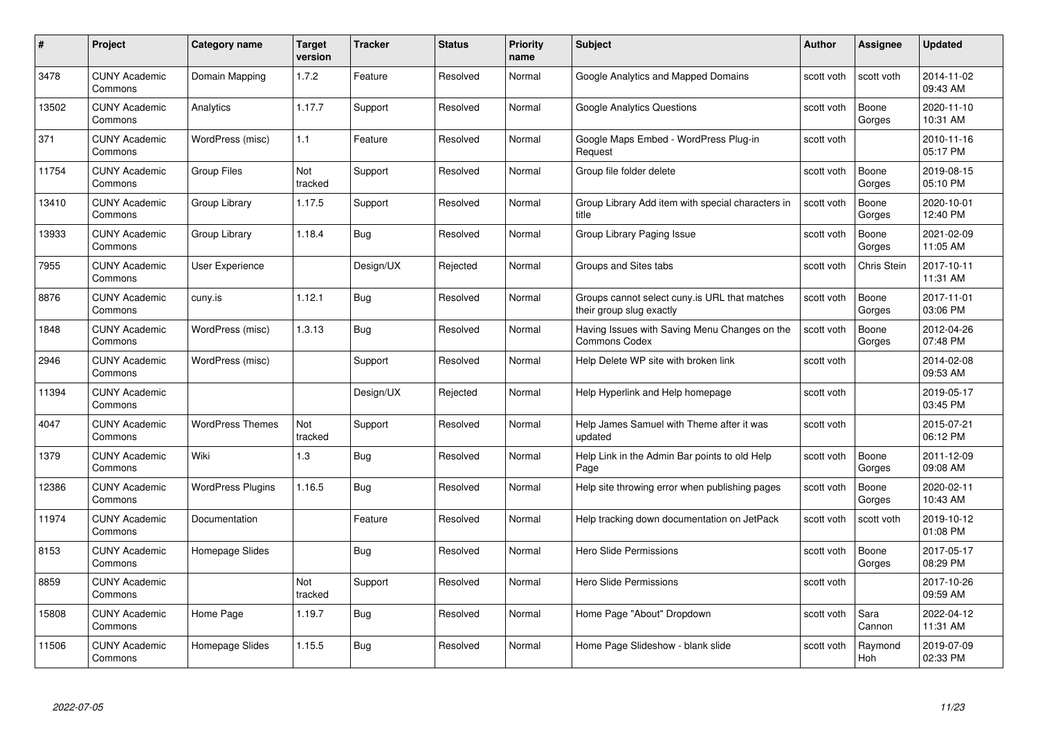| # | Project | Category name | Target version | Tracker | Status | Priority name | Subject | Author | Assignee | Updated |
|---|---|---|---|---|---|---|---|---|---|---|
| 3478 | CUNY Academic Commons | Domain Mapping | 1.7.2 | Feature | Resolved | Normal | Google Analytics and Mapped Domains | scott voth | scott voth | 2014-11-02 09:43 AM |
| 13502 | CUNY Academic Commons | Analytics | 1.17.7 | Support | Resolved | Normal | Google Analytics Questions | scott voth | Boone Gorges | 2020-11-10 10:31 AM |
| 371 | CUNY Academic Commons | WordPress (misc) | 1.1 | Feature | Resolved | Normal | Google Maps Embed - WordPress Plug-in Request | scott voth | | 2010-11-16 05:17 PM |
| 11754 | CUNY Academic Commons | Group Files | Not tracked | Support | Resolved | Normal | Group file folder delete | scott voth | Boone Gorges | 2019-08-15 05:10 PM |
| 13410 | CUNY Academic Commons | Group Library | 1.17.5 | Support | Resolved | Normal | Group Library Add item with special characters in title | scott voth | Boone Gorges | 2020-10-01 12:40 PM |
| 13933 | CUNY Academic Commons | Group Library | 1.18.4 | Bug | Resolved | Normal | Group Library Paging Issue | scott voth | Boone Gorges | 2021-02-09 11:05 AM |
| 7955 | CUNY Academic Commons | User Experience | | Design/UX | Rejected | Normal | Groups and Sites tabs | scott voth | Chris Stein | 2017-10-11 11:31 AM |
| 8876 | CUNY Academic Commons | cuny.is | 1.12.1 | Bug | Resolved | Normal | Groups cannot select cuny.is URL that matches their group slug exactly | scott voth | Boone Gorges | 2017-11-01 03:06 PM |
| 1848 | CUNY Academic Commons | WordPress (misc) | 1.3.13 | Bug | Resolved | Normal | Having Issues with Saving Menu Changes on the Commons Codex | scott voth | Boone Gorges | 2012-04-26 07:48 PM |
| 2946 | CUNY Academic Commons | WordPress (misc) | | Support | Resolved | Normal | Help Delete WP site with broken link | scott voth | | 2014-02-08 09:53 AM |
| 11394 | CUNY Academic Commons | | | Design/UX | Rejected | Normal | Help Hyperlink and Help homepage | scott voth | | 2019-05-17 03:45 PM |
| 4047 | CUNY Academic Commons | WordPress Themes | Not tracked | Support | Resolved | Normal | Help James Samuel with Theme after it was updated | scott voth | | 2015-07-21 06:12 PM |
| 1379 | CUNY Academic Commons | Wiki | 1.3 | Bug | Resolved | Normal | Help Link in the Admin Bar points to old Help Page | scott voth | Boone Gorges | 2011-12-09 09:08 AM |
| 12386 | CUNY Academic Commons | WordPress Plugins | 1.16.5 | Bug | Resolved | Normal | Help site throwing error when publishing pages | scott voth | Boone Gorges | 2020-02-11 10:43 AM |
| 11974 | CUNY Academic Commons | Documentation | | Feature | Resolved | Normal | Help tracking down documentation on JetPack | scott voth | scott voth | 2019-10-12 01:08 PM |
| 8153 | CUNY Academic Commons | Homepage Slides | | Bug | Resolved | Normal | Hero Slide Permissions | scott voth | Boone Gorges | 2017-05-17 08:29 PM |
| 8859 | CUNY Academic Commons | | Not tracked | Support | Resolved | Normal | Hero Slide Permissions | scott voth | | 2017-10-26 09:59 AM |
| 15808 | CUNY Academic Commons | Home Page | 1.19.7 | Bug | Resolved | Normal | Home Page "About" Dropdown | scott voth | Sara Cannon | 2022-04-12 11:31 AM |
| 11506 | CUNY Academic Commons | Homepage Slides | 1.15.5 | Bug | Resolved | Normal | Home Page Slideshow - blank slide | scott voth | Raymond Hoh | 2019-07-09 02:33 PM |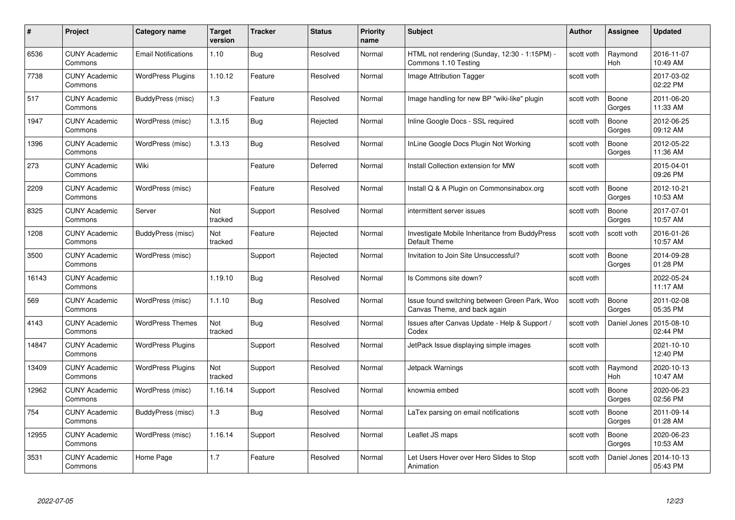| # | Project | Category name | Target version | Tracker | Status | Priority name | Subject | Author | Assignee | Updated |
|---|---|---|---|---|---|---|---|---|---|---|
| 6536 | CUNY Academic Commons | Email Notifications | 1.10 | Bug | Resolved | Normal | HTML not rendering (Sunday, 12:30 - 1:15PM) - Commons 1.10 Testing | scott voth | Raymond Hoh | 2016-11-07 10:49 AM |
| 7738 | CUNY Academic Commons | WordPress Plugins | 1.10.12 | Feature | Resolved | Normal | Image Attribution Tagger | scott voth | | 2017-03-02 02:22 PM |
| 517 | CUNY Academic Commons | BuddyPress (misc) | 1.3 | Feature | Resolved | Normal | Image handling for new BP "wiki-like" plugin | scott voth | Boone Gorges | 2011-06-20 11:33 AM |
| 1947 | CUNY Academic Commons | WordPress (misc) | 1.3.15 | Bug | Rejected | Normal | Inline Google Docs - SSL required | scott voth | Boone Gorges | 2012-06-25 09:12 AM |
| 1396 | CUNY Academic Commons | WordPress (misc) | 1.3.13 | Bug | Resolved | Normal | InLine Google Docs Plugin Not Working | scott voth | Boone Gorges | 2012-05-22 11:36 AM |
| 273 | CUNY Academic Commons | Wiki | | Feature | Deferred | Normal | Install Collection extension for MW | scott voth | | 2015-04-01 09:26 PM |
| 2209 | CUNY Academic Commons | WordPress (misc) | | Feature | Resolved | Normal | Install Q & A Plugin on Commonsinabox.org | scott voth | Boone Gorges | 2012-10-21 10:53 AM |
| 8325 | CUNY Academic Commons | Server | Not tracked | Support | Resolved | Normal | intermittent server issues | scott voth | Boone Gorges | 2017-07-01 10:57 AM |
| 1208 | CUNY Academic Commons | BuddyPress (misc) | Not tracked | Feature | Rejected | Normal | Investigate Mobile Inheritance from BuddyPress Default Theme | scott voth | scott voth | 2016-01-26 10:57 AM |
| 3500 | CUNY Academic Commons | WordPress (misc) | | Support | Rejected | Normal | Invitation to Join Site Unsuccessful? | scott voth | Boone Gorges | 2014-09-28 01:28 PM |
| 16143 | CUNY Academic Commons | | 1.19.10 | Bug | Resolved | Normal | Is Commons site down? | scott voth | | 2022-05-24 11:17 AM |
| 569 | CUNY Academic Commons | WordPress (misc) | 1.1.10 | Bug | Resolved | Normal | Issue found switching between Green Park, Woo Canvas Theme, and back again | scott voth | Boone Gorges | 2011-02-08 05:35 PM |
| 4143 | CUNY Academic Commons | WordPress Themes | Not tracked | Bug | Resolved | Normal | Issues after Canvas Update - Help & Support / Codex | scott voth | Daniel Jones | 2015-08-10 02:44 PM |
| 14847 | CUNY Academic Commons | WordPress Plugins | | Support | Resolved | Normal | JetPack Issue displaying simple images | scott voth | | 2021-10-10 12:40 PM |
| 13409 | CUNY Academic Commons | WordPress Plugins | Not tracked | Support | Resolved | Normal | Jetpack Warnings | scott voth | Raymond Hoh | 2020-10-13 10:47 AM |
| 12962 | CUNY Academic Commons | WordPress (misc) | 1.16.14 | Support | Resolved | Normal | knowmia embed | scott voth | Boone Gorges | 2020-06-23 02:56 PM |
| 754 | CUNY Academic Commons | BuddyPress (misc) | 1.3 | Bug | Resolved | Normal | LaTex parsing on email notifications | scott voth | Boone Gorges | 2011-09-14 01:28 AM |
| 12955 | CUNY Academic Commons | WordPress (misc) | 1.16.14 | Support | Resolved | Normal | Leaflet JS maps | scott voth | Boone Gorges | 2020-06-23 10:53 AM |
| 3531 | CUNY Academic Commons | Home Page | 1.7 | Feature | Resolved | Normal | Let Users Hover over Hero Slides to Stop Animation | scott voth | Daniel Jones | 2014-10-13 05:43 PM |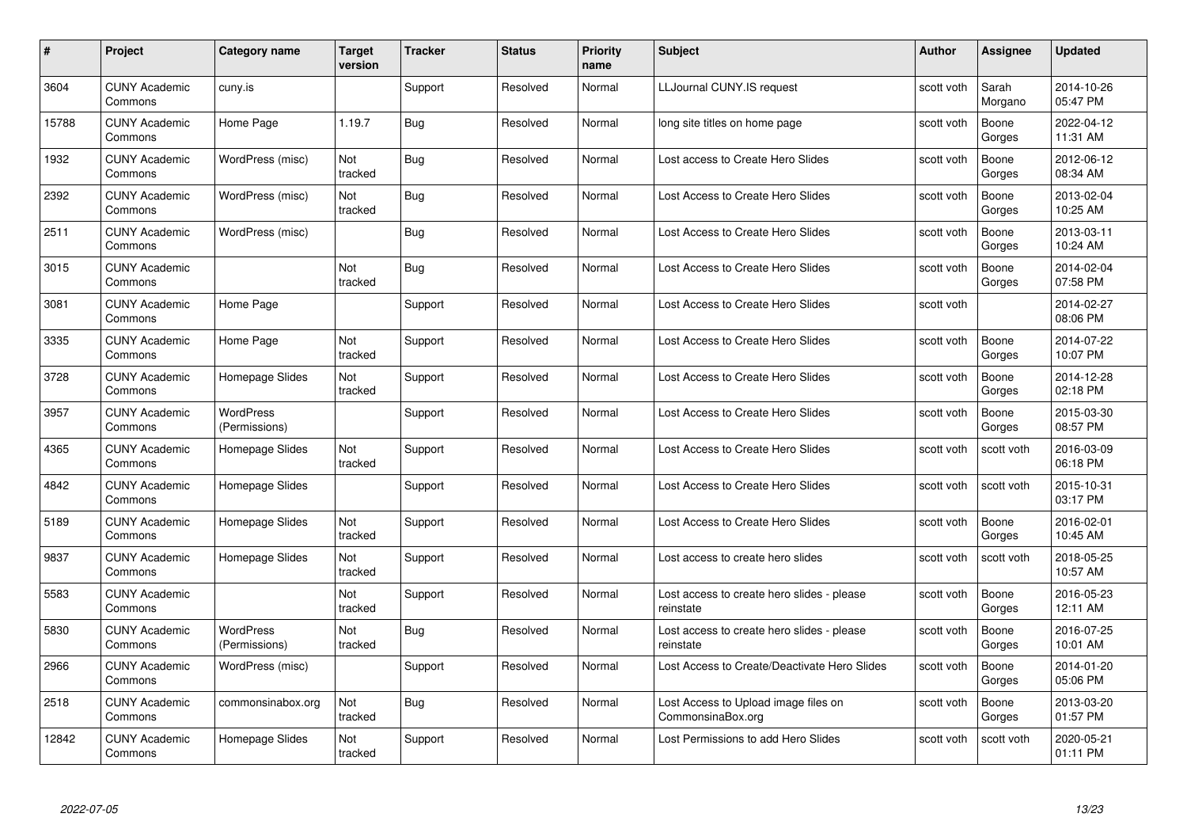| # | Project | Category name | Target version | Tracker | Status | Priority name | Subject | Author | Assignee | Updated |
|---|---|---|---|---|---|---|---|---|---|---|
| 3604 | CUNY Academic Commons | cuny.is | | Support | Resolved | Normal | LLJournal CUNY.IS request | scott voth | Sarah Morgano | 2014-10-26 05:47 PM |
| 15788 | CUNY Academic Commons | Home Page | 1.19.7 | Bug | Resolved | Normal | long site titles on home page | scott voth | Boone Gorges | 2022-04-12 11:31 AM |
| 1932 | CUNY Academic Commons | WordPress (misc) | Not tracked | Bug | Resolved | Normal | Lost access to Create Hero Slides | scott voth | Boone Gorges | 2012-06-12 08:34 AM |
| 2392 | CUNY Academic Commons | WordPress (misc) | Not tracked | Bug | Resolved | Normal | Lost Access to Create Hero Slides | scott voth | Boone Gorges | 2013-02-04 10:25 AM |
| 2511 | CUNY Academic Commons | WordPress (misc) | | Bug | Resolved | Normal | Lost Access to Create Hero Slides | scott voth | Boone Gorges | 2013-03-11 10:24 AM |
| 3015 | CUNY Academic Commons | | Not tracked | Bug | Resolved | Normal | Lost Access to Create Hero Slides | scott voth | Boone Gorges | 2014-02-04 07:58 PM |
| 3081 | CUNY Academic Commons | Home Page | | Support | Resolved | Normal | Lost Access to Create Hero Slides | scott voth | | 2014-02-27 08:06 PM |
| 3335 | CUNY Academic Commons | Home Page | Not tracked | Support | Resolved | Normal | Lost Access to Create Hero Slides | scott voth | Boone Gorges | 2014-07-22 10:07 PM |
| 3728 | CUNY Academic Commons | Homepage Slides | Not tracked | Support | Resolved | Normal | Lost Access to Create Hero Slides | scott voth | Boone Gorges | 2014-12-28 02:18 PM |
| 3957 | CUNY Academic Commons | WordPress (Permissions) | | Support | Resolved | Normal | Lost Access to Create Hero Slides | scott voth | Boone Gorges | 2015-03-30 08:57 PM |
| 4365 | CUNY Academic Commons | Homepage Slides | Not tracked | Support | Resolved | Normal | Lost Access to Create Hero Slides | scott voth | scott voth | 2016-03-09 06:18 PM |
| 4842 | CUNY Academic Commons | Homepage Slides | | Support | Resolved | Normal | Lost Access to Create Hero Slides | scott voth | scott voth | 2015-10-31 03:17 PM |
| 5189 | CUNY Academic Commons | Homepage Slides | Not tracked | Support | Resolved | Normal | Lost Access to Create Hero Slides | scott voth | Boone Gorges | 2016-02-01 10:45 AM |
| 9837 | CUNY Academic Commons | Homepage Slides | Not tracked | Support | Resolved | Normal | Lost access to create hero slides | scott voth | scott voth | 2018-05-25 10:57 AM |
| 5583 | CUNY Academic Commons | | Not tracked | Support | Resolved | Normal | Lost access to create hero slides - please reinstate | scott voth | Boone Gorges | 2016-05-23 12:11 AM |
| 5830 | CUNY Academic Commons | WordPress (Permissions) | Not tracked | Bug | Resolved | Normal | Lost access to create hero slides - please reinstate | scott voth | Boone Gorges | 2016-07-25 10:01 AM |
| 2966 | CUNY Academic Commons | WordPress (misc) | | Support | Resolved | Normal | Lost Access to Create/Deactivate Hero Slides | scott voth | Boone Gorges | 2014-01-20 05:06 PM |
| 2518 | CUNY Academic Commons | commonsinabox.org | Not tracked | Bug | Resolved | Normal | Lost Access to Upload image files on CommonsinaBox.org | scott voth | Boone Gorges | 2013-03-20 01:57 PM |
| 12842 | CUNY Academic Commons | Homepage Slides | Not tracked | Support | Resolved | Normal | Lost Permissions to add Hero Slides | scott voth | scott voth | 2020-05-21 01:11 PM |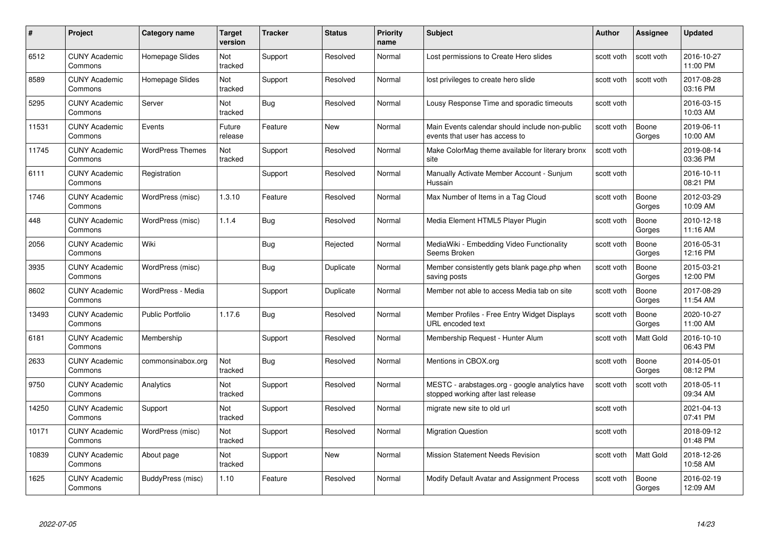| # | Project | Category name | Target version | Tracker | Status | Priority name | Subject | Author | Assignee | Updated |
|---|---|---|---|---|---|---|---|---|---|---|
| 6512 | CUNY Academic Commons | Homepage Slides | Not tracked | Support | Resolved | Normal | Lost permissions to Create Hero slides | scott voth | scott voth | 2016-10-27 11:00 PM |
| 8589 | CUNY Academic Commons | Homepage Slides | Not tracked | Support | Resolved | Normal | lost privileges to create hero slide | scott voth | scott voth | 2017-08-28 03:16 PM |
| 5295 | CUNY Academic Commons | Server | Not tracked | Bug | Resolved | Normal | Lousy Response Time and sporadic timeouts | scott voth | | 2016-03-15 10:03 AM |
| 11531 | CUNY Academic Commons | Events | Future release | Feature | New | Normal | Main Events calendar should include non-public events that user has access to | scott voth | Boone Gorges | 2019-06-11 10:00 AM |
| 11745 | CUNY Academic Commons | WordPress Themes | Not tracked | Support | Resolved | Normal | Make ColorMag theme available for literary bronx site | scott voth | | 2019-08-14 03:36 PM |
| 6111 | CUNY Academic Commons | Registration | | Support | Resolved | Normal | Manually Activate Member Account - Sunjum Hussain | scott voth | | 2016-10-11 08:21 PM |
| 1746 | CUNY Academic Commons | WordPress (misc) | 1.3.10 | Feature | Resolved | Normal | Max Number of Items in a Tag Cloud | scott voth | Boone Gorges | 2012-03-29 10:09 AM |
| 448 | CUNY Academic Commons | WordPress (misc) | 1.1.4 | Bug | Resolved | Normal | Media Element HTML5 Player Plugin | scott voth | Boone Gorges | 2010-12-18 11:16 AM |
| 2056 | CUNY Academic Commons | Wiki | | Bug | Rejected | Normal | MediaWiki - Embedding Video Functionality Seems Broken | scott voth | Boone Gorges | 2016-05-31 12:16 PM |
| 3935 | CUNY Academic Commons | WordPress (misc) | | Bug | Duplicate | Normal | Member consistently gets blank page.php when saving posts | scott voth | Boone Gorges | 2015-03-21 12:00 PM |
| 8602 | CUNY Academic Commons | WordPress - Media | | Support | Duplicate | Normal | Member not able to access Media tab on site | scott voth | Boone Gorges | 2017-08-29 11:54 AM |
| 13493 | CUNY Academic Commons | Public Portfolio | 1.17.6 | Bug | Resolved | Normal | Member Profiles - Free Entry Widget Displays URL encoded text | scott voth | Boone Gorges | 2020-10-27 11:00 AM |
| 6181 | CUNY Academic Commons | Membership | | Support | Resolved | Normal | Membership Request - Hunter Alum | scott voth | Matt Gold | 2016-10-10 06:43 PM |
| 2633 | CUNY Academic Commons | commonsinabox.org | Not tracked | Bug | Resolved | Normal | Mentions in CBOX.org | scott voth | Boone Gorges | 2014-05-01 08:12 PM |
| 9750 | CUNY Academic Commons | Analytics | Not tracked | Support | Resolved | Normal | MESTC - arabstages.org - google analytics have stopped working after last release | scott voth | scott voth | 2018-05-11 09:34 AM |
| 14250 | CUNY Academic Commons | Support | Not tracked | Support | Resolved | Normal | migrate new site to old url | scott voth | | 2021-04-13 07:41 PM |
| 10171 | CUNY Academic Commons | WordPress (misc) | Not tracked | Support | Resolved | Normal | Migration Question | scott voth | | 2018-09-12 01:48 PM |
| 10839 | CUNY Academic Commons | About page | Not tracked | Support | New | Normal | Mission Statement Needs Revision | scott voth | Matt Gold | 2018-12-26 10:58 AM |
| 1625 | CUNY Academic Commons | BuddyPress (misc) | 1.10 | Feature | Resolved | Normal | Modify Default Avatar and Assignment Process | scott voth | Boone Gorges | 2016-02-19 12:09 AM |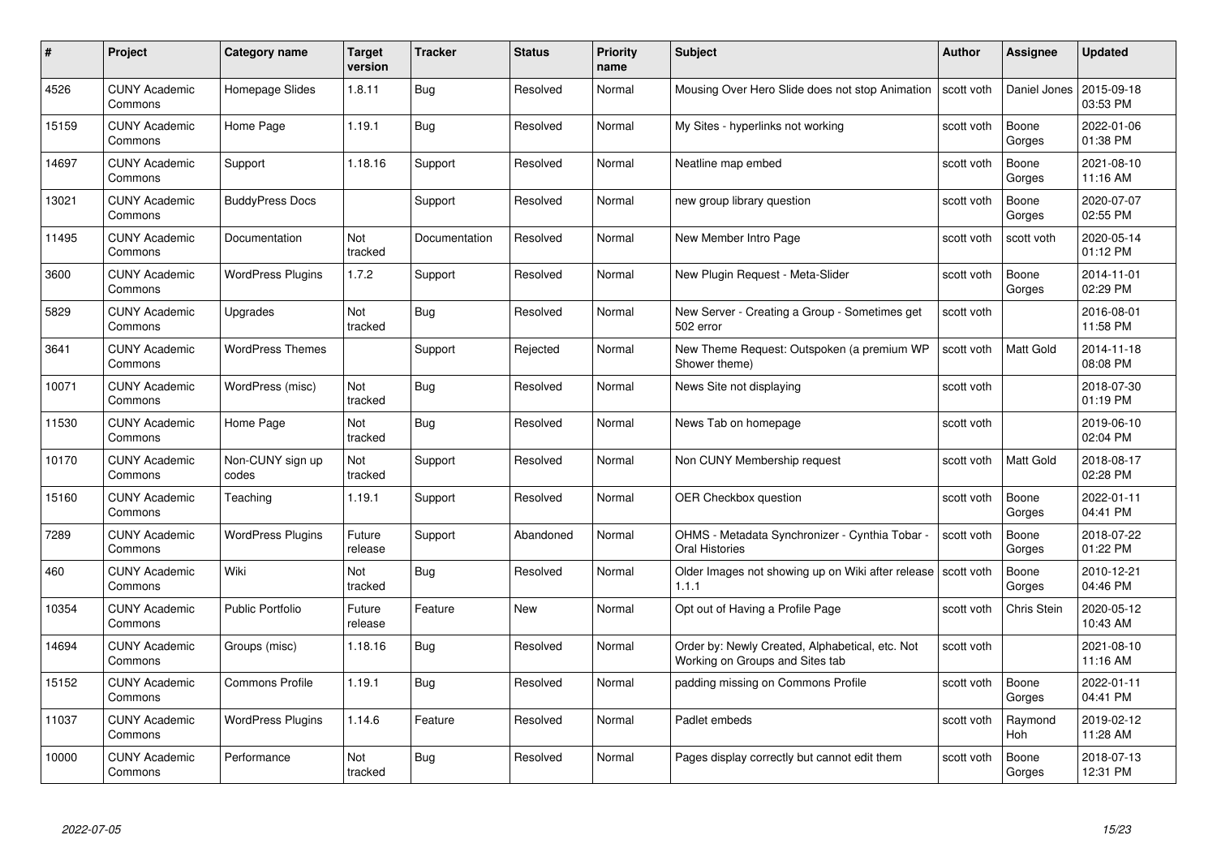| # | Project | Category name | Target version | Tracker | Status | Priority name | Subject | Author | Assignee | Updated |
|---|---|---|---|---|---|---|---|---|---|---|
| 4526 | CUNY Academic Commons | Homepage Slides | 1.8.11 | Bug | Resolved | Normal | Mousing Over Hero Slide does not stop Animation | scott voth | Daniel Jones | 2015-09-18 03:53 PM |
| 15159 | CUNY Academic Commons | Home Page | 1.19.1 | Bug | Resolved | Normal | My Sites - hyperlinks not working | scott voth | Boone Gorges | 2022-01-06 01:38 PM |
| 14697 | CUNY Academic Commons | Support | 1.18.16 | Support | Resolved | Normal | Neatline map embed | scott voth | Boone Gorges | 2021-08-10 11:16 AM |
| 13021 | CUNY Academic Commons | BuddyPress Docs | | Support | Resolved | Normal | new group library question | scott voth | Boone Gorges | 2020-07-07 02:55 PM |
| 11495 | CUNY Academic Commons | Documentation | Not tracked | Documentation | Resolved | Normal | New Member Intro Page | scott voth | scott voth | 2020-05-14 01:12 PM |
| 3600 | CUNY Academic Commons | WordPress Plugins | 1.7.2 | Support | Resolved | Normal | New Plugin Request - Meta-Slider | scott voth | Boone Gorges | 2014-11-01 02:29 PM |
| 5829 | CUNY Academic Commons | Upgrades | Not tracked | Bug | Resolved | Normal | New Server - Creating a Group - Sometimes get 502 error | scott voth | | 2016-08-01 11:58 PM |
| 3641 | CUNY Academic Commons | WordPress Themes | | Support | Rejected | Normal | New Theme Request: Outspoken (a premium WP Shower theme) | scott voth | Matt Gold | 2014-11-18 08:08 PM |
| 10071 | CUNY Academic Commons | WordPress (misc) | Not tracked | Bug | Resolved | Normal | News Site not displaying | scott voth | | 2018-07-30 01:19 PM |
| 11530 | CUNY Academic Commons | Home Page | Not tracked | Bug | Resolved | Normal | News Tab on homepage | scott voth | | 2019-06-10 02:04 PM |
| 10170 | CUNY Academic Commons | Non-CUNY sign up codes | Not tracked | Support | Resolved | Normal | Non CUNY Membership request | scott voth | Matt Gold | 2018-08-17 02:28 PM |
| 15160 | CUNY Academic Commons | Teaching | 1.19.1 | Support | Resolved | Normal | OER Checkbox question | scott voth | Boone Gorges | 2022-01-11 04:41 PM |
| 7289 | CUNY Academic Commons | WordPress Plugins | Future release | Support | Abandoned | Normal | OHMS - Metadata Synchronizer - Cynthia Tobar - Oral Histories | scott voth | Boone Gorges | 2018-07-22 01:22 PM |
| 460 | CUNY Academic Commons | Wiki | Not tracked | Bug | Resolved | Normal | Older Images not showing up on Wiki after release 1.1.1 | scott voth | Boone Gorges | 2010-12-21 04:46 PM |
| 10354 | CUNY Academic Commons | Public Portfolio | Future release | Feature | New | Normal | Opt out of Having a Profile Page | scott voth | Chris Stein | 2020-05-12 10:43 AM |
| 14694 | CUNY Academic Commons | Groups (misc) | 1.18.16 | Bug | Resolved | Normal | Order by: Newly Created, Alphabetical, etc. Not Working on Groups and Sites tab | scott voth | | 2021-08-10 11:16 AM |
| 15152 | CUNY Academic Commons | Commons Profile | 1.19.1 | Bug | Resolved | Normal | padding missing on Commons Profile | scott voth | Boone Gorges | 2022-01-11 04:41 PM |
| 11037 | CUNY Academic Commons | WordPress Plugins | 1.14.6 | Feature | Resolved | Normal | Padlet embeds | scott voth | Raymond Hoh | 2019-02-12 11:28 AM |
| 10000 | CUNY Academic Commons | Performance | Not tracked | Bug | Resolved | Normal | Pages display correctly but cannot edit them | scott voth | Boone Gorges | 2018-07-13 12:31 PM |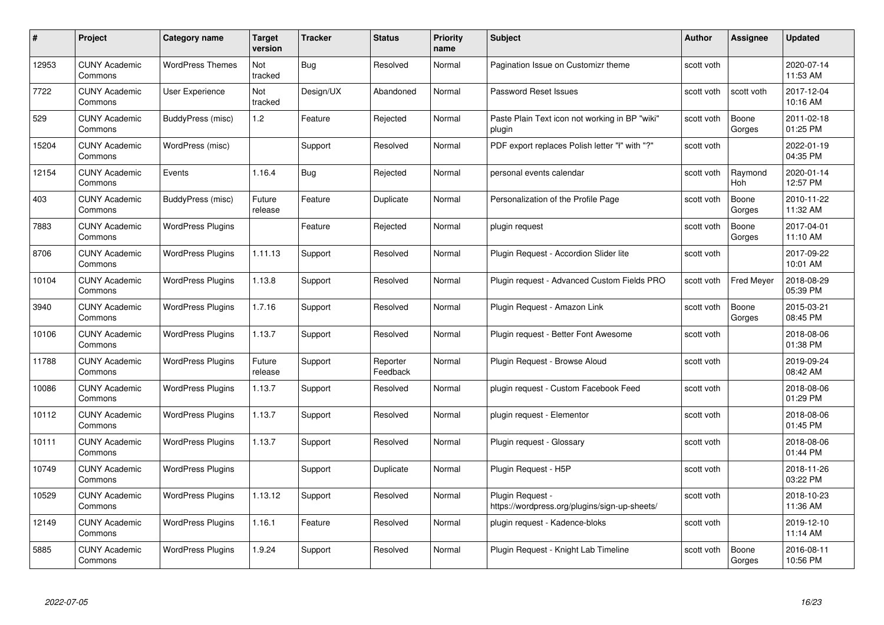| # | Project | Category name | Target version | Tracker | Status | Priority name | Subject | Author | Assignee | Updated |
|---|---|---|---|---|---|---|---|---|---|---|
| 12953 | CUNY Academic Commons | WordPress Themes | Not tracked | Bug | Resolved | Normal | Pagination Issue on Customizr theme | scott voth | | 2020-07-14 11:53 AM |
| 7722 | CUNY Academic Commons | User Experience | Not tracked | Design/UX | Abandoned | Normal | Password Reset Issues | scott voth | scott voth | 2017-12-04 10:16 AM |
| 529 | CUNY Academic Commons | BuddyPress (misc) | 1.2 | Feature | Rejected | Normal | Paste Plain Text icon not working in BP "wiki" plugin | scott voth | Boone Gorges | 2011-02-18 01:25 PM |
| 15204 | CUNY Academic Commons | WordPress (misc) | | Support | Resolved | Normal | PDF export replaces Polish letter "ł" with "?" | scott voth | | 2022-01-19 04:35 PM |
| 12154 | CUNY Academic Commons | Events | 1.16.4 | Bug | Rejected | Normal | personal events calendar | scott voth | Raymond Hoh | 2020-01-14 12:57 PM |
| 403 | CUNY Academic Commons | BuddyPress (misc) | Future release | Feature | Duplicate | Normal | Personalization of the Profile Page | scott voth | Boone Gorges | 2010-11-22 11:32 AM |
| 7883 | CUNY Academic Commons | WordPress Plugins | | Feature | Rejected | Normal | plugin request | scott voth | Boone Gorges | 2017-04-01 11:10 AM |
| 8706 | CUNY Academic Commons | WordPress Plugins | 1.11.13 | Support | Resolved | Normal | Plugin Request - Accordion Slider lite | scott voth | | 2017-09-22 10:01 AM |
| 10104 | CUNY Academic Commons | WordPress Plugins | 1.13.8 | Support | Resolved | Normal | Plugin request - Advanced Custom Fields PRO | scott voth | Fred Meyer | 2018-08-29 05:39 PM |
| 3940 | CUNY Academic Commons | WordPress Plugins | 1.7.16 | Support | Resolved | Normal | Plugin Request - Amazon Link | scott voth | Boone Gorges | 2015-03-21 08:45 PM |
| 10106 | CUNY Academic Commons | WordPress Plugins | 1.13.7 | Support | Resolved | Normal | Plugin request - Better Font Awesome | scott voth | | 2018-08-06 01:38 PM |
| 11788 | CUNY Academic Commons | WordPress Plugins | Future release | Support | Reporter Feedback | Normal | Plugin Request - Browse Aloud | scott voth | | 2019-09-24 08:42 AM |
| 10086 | CUNY Academic Commons | WordPress Plugins | 1.13.7 | Support | Resolved | Normal | plugin request - Custom Facebook Feed | scott voth | | 2018-08-06 01:29 PM |
| 10112 | CUNY Academic Commons | WordPress Plugins | 1.13.7 | Support | Resolved | Normal | plugin request - Elementor | scott voth | | 2018-08-06 01:45 PM |
| 10111 | CUNY Academic Commons | WordPress Plugins | 1.13.7 | Support | Resolved | Normal | Plugin request - Glossary | scott voth | | 2018-08-06 01:44 PM |
| 10749 | CUNY Academic Commons | WordPress Plugins | | Support | Duplicate | Normal | Plugin Request - H5P | scott voth | | 2018-11-26 03:22 PM |
| 10529 | CUNY Academic Commons | WordPress Plugins | 1.13.12 | Support | Resolved | Normal | Plugin Request - https://wordpress.org/plugins/sign-up-sheets/ | scott voth | | 2018-10-23 11:36 AM |
| 12149 | CUNY Academic Commons | WordPress Plugins | 1.16.1 | Feature | Resolved | Normal | plugin request - Kadence-bloks | scott voth | | 2019-12-10 11:14 AM |
| 5885 | CUNY Academic Commons | WordPress Plugins | 1.9.24 | Support | Resolved | Normal | Plugin Request - Knight Lab Timeline | scott voth | Boone Gorges | 2016-08-11 10:56 PM |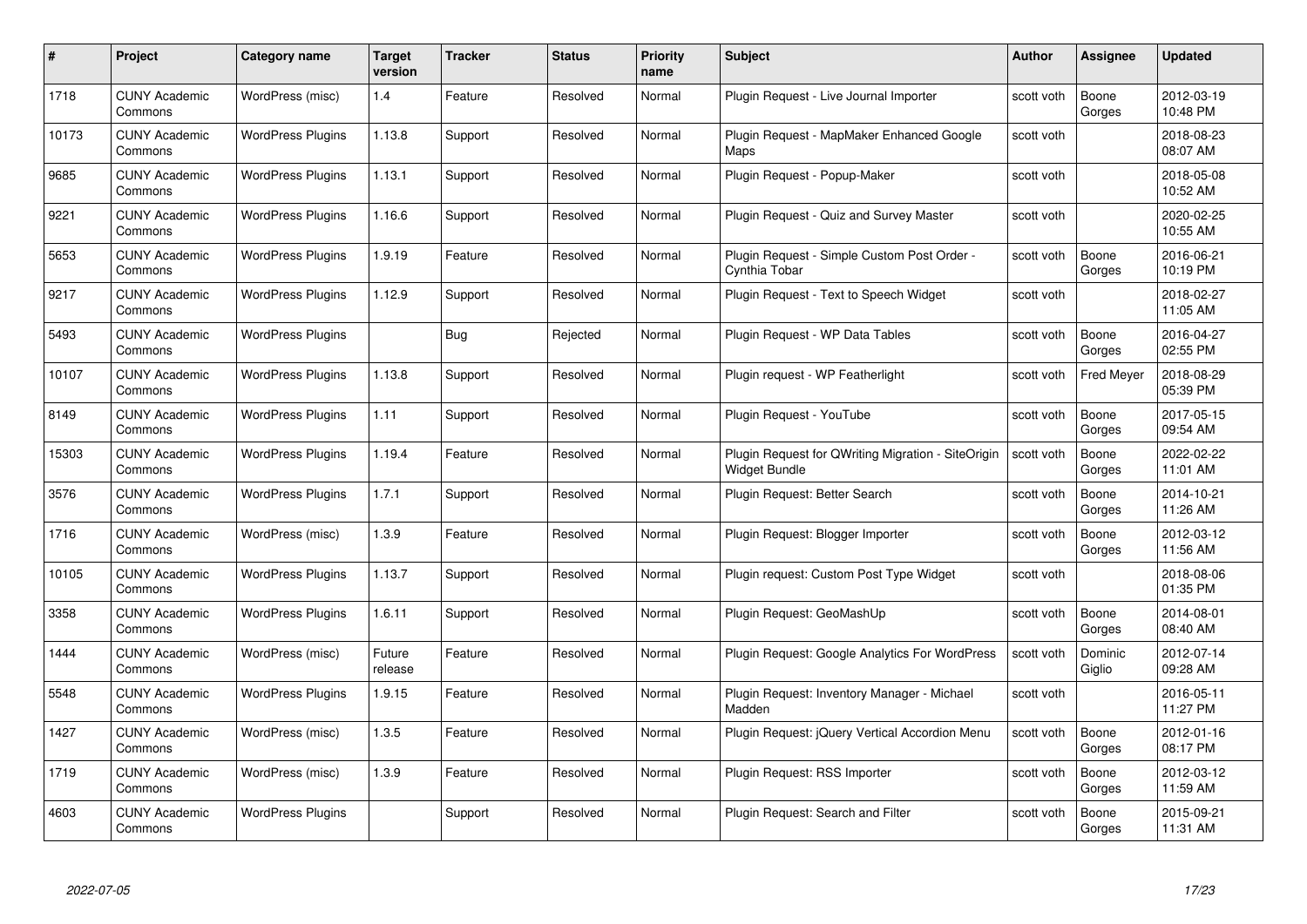| # | Project | Category name | Target version | Tracker | Status | Priority name | Subject | Author | Assignee | Updated |
|---|---|---|---|---|---|---|---|---|---|---|
| 1718 | CUNY Academic Commons | WordPress (misc) | 1.4 | Feature | Resolved | Normal | Plugin Request - Live Journal Importer | scott voth | Boone Gorges | 2012-03-19 10:48 PM |
| 10173 | CUNY Academic Commons | WordPress Plugins | 1.13.8 | Support | Resolved | Normal | Plugin Request - MapMaker Enhanced Google Maps | scott voth | | 2018-08-23 08:07 AM |
| 9685 | CUNY Academic Commons | WordPress Plugins | 1.13.1 | Support | Resolved | Normal | Plugin Request - Popup-Maker | scott voth | | 2018-05-08 10:52 AM |
| 9221 | CUNY Academic Commons | WordPress Plugins | 1.16.6 | Support | Resolved | Normal | Plugin Request - Quiz and Survey Master | scott voth | | 2020-02-25 10:55 AM |
| 5653 | CUNY Academic Commons | WordPress Plugins | 1.9.19 | Feature | Resolved | Normal | Plugin Request - Simple Custom Post Order - Cynthia Tobar | scott voth | Boone Gorges | 2016-06-21 10:19 PM |
| 9217 | CUNY Academic Commons | WordPress Plugins | 1.12.9 | Support | Resolved | Normal | Plugin Request - Text to Speech Widget | scott voth | | 2018-02-27 11:05 AM |
| 5493 | CUNY Academic Commons | WordPress Plugins | | Bug | Rejected | Normal | Plugin Request - WP Data Tables | scott voth | Boone Gorges | 2016-04-27 02:55 PM |
| 10107 | CUNY Academic Commons | WordPress Plugins | 1.13.8 | Support | Resolved | Normal | Plugin request - WP Featherlight | scott voth | Fred Meyer | 2018-08-29 05:39 PM |
| 8149 | CUNY Academic Commons | WordPress Plugins | 1.11 | Support | Resolved | Normal | Plugin Request - YouTube | scott voth | Boone Gorges | 2017-05-15 09:54 AM |
| 15303 | CUNY Academic Commons | WordPress Plugins | 1.19.4 | Feature | Resolved | Normal | Plugin Request for QWriting Migration - SiteOrigin Widget Bundle | scott voth | Boone Gorges | 2022-02-22 11:01 AM |
| 3576 | CUNY Academic Commons | WordPress Plugins | 1.7.1 | Support | Resolved | Normal | Plugin Request: Better Search | scott voth | Boone Gorges | 2014-10-21 11:26 AM |
| 1716 | CUNY Academic Commons | WordPress (misc) | 1.3.9 | Feature | Resolved | Normal | Plugin Request: Blogger Importer | scott voth | Boone Gorges | 2012-03-12 11:56 AM |
| 10105 | CUNY Academic Commons | WordPress Plugins | 1.13.7 | Support | Resolved | Normal | Plugin request: Custom Post Type Widget | scott voth | | 2018-08-06 01:35 PM |
| 3358 | CUNY Academic Commons | WordPress Plugins | 1.6.11 | Support | Resolved | Normal | Plugin Request: GeoMashUp | scott voth | Boone Gorges | 2014-08-01 08:40 AM |
| 1444 | CUNY Academic Commons | WordPress (misc) | Future release | Feature | Resolved | Normal | Plugin Request: Google Analytics For WordPress | scott voth | Dominic Giglio | 2012-07-14 09:28 AM |
| 5548 | CUNY Academic Commons | WordPress Plugins | 1.9.15 | Feature | Resolved | Normal | Plugin Request: Inventory Manager - Michael Madden | scott voth | | 2016-05-11 11:27 PM |
| 1427 | CUNY Academic Commons | WordPress (misc) | 1.3.5 | Feature | Resolved | Normal | Plugin Request: jQuery Vertical Accordion Menu | scott voth | Boone Gorges | 2012-01-16 08:17 PM |
| 1719 | CUNY Academic Commons | WordPress (misc) | 1.3.9 | Feature | Resolved | Normal | Plugin Request: RSS Importer | scott voth | Boone Gorges | 2012-03-12 11:59 AM |
| 4603 | CUNY Academic Commons | WordPress Plugins | | Support | Resolved | Normal | Plugin Request: Search and Filter | scott voth | Boone Gorges | 2015-09-21 11:31 AM |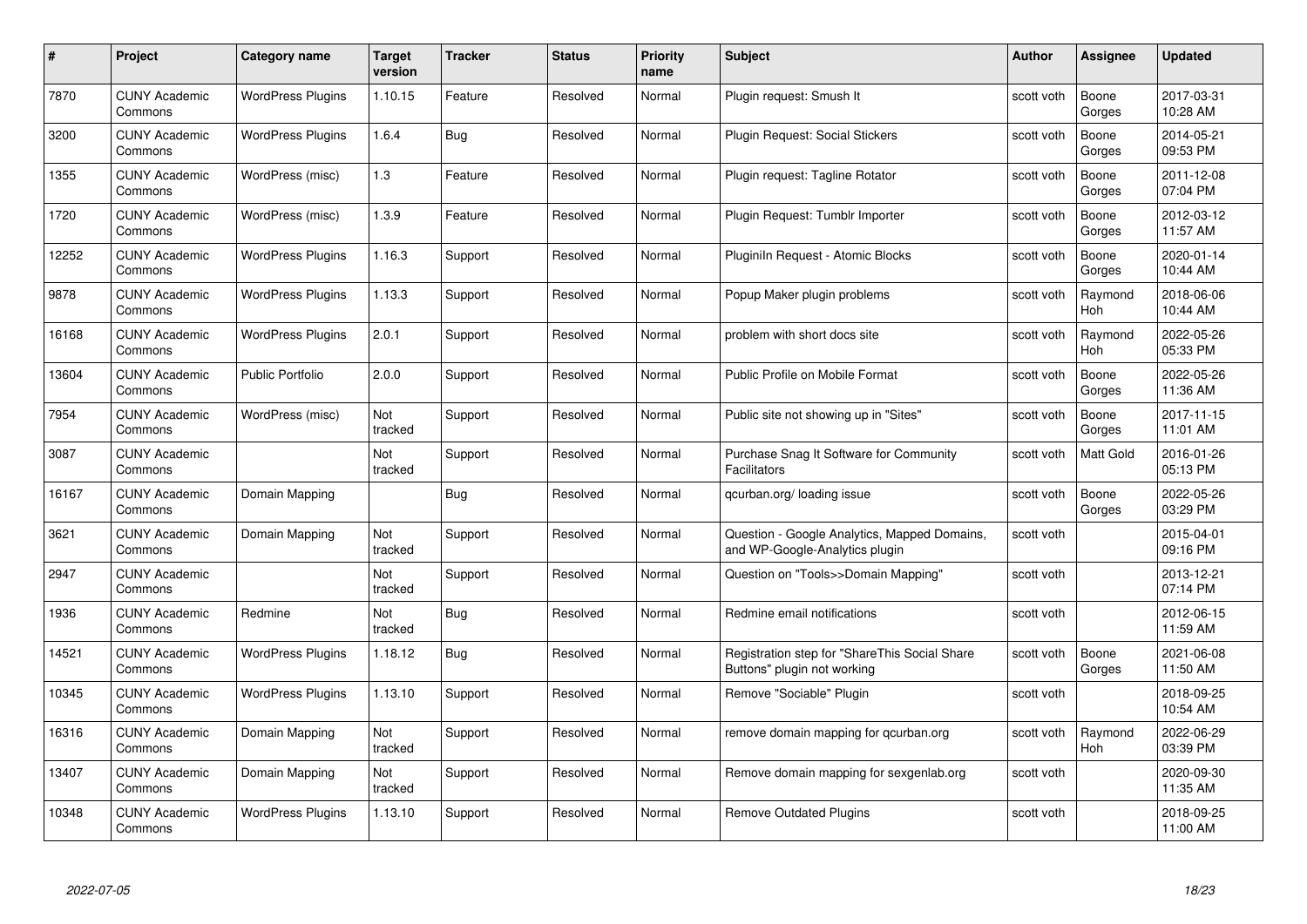| # | Project | Category name | Target version | Tracker | Status | Priority name | Subject | Author | Assignee | Updated |
|---|---|---|---|---|---|---|---|---|---|---|
| 7870 | CUNY Academic Commons | WordPress Plugins | 1.10.15 | Feature | Resolved | Normal | Plugin request: Smush It | scott voth | Boone Gorges | 2017-03-31 10:28 AM |
| 3200 | CUNY Academic Commons | WordPress Plugins | 1.6.4 | Bug | Resolved | Normal | Plugin Request: Social Stickers | scott voth | Boone Gorges | 2014-05-21 09:53 PM |
| 1355 | CUNY Academic Commons | WordPress (misc) | 1.3 | Feature | Resolved | Normal | Plugin request: Tagline Rotator | scott voth | Boone Gorges | 2011-12-08 07:04 PM |
| 1720 | CUNY Academic Commons | WordPress (misc) | 1.3.9 | Feature | Resolved | Normal | Plugin Request: Tumblr Importer | scott voth | Boone Gorges | 2012-03-12 11:57 AM |
| 12252 | CUNY Academic Commons | WordPress Plugins | 1.16.3 | Support | Resolved | Normal | PluginIn Request - Atomic Blocks | scott voth | Boone Gorges | 2020-01-14 10:44 AM |
| 9878 | CUNY Academic Commons | WordPress Plugins | 1.13.3 | Support | Resolved | Normal | Popup Maker plugin problems | scott voth | Raymond Hoh | 2018-06-06 10:44 AM |
| 16168 | CUNY Academic Commons | WordPress Plugins | 2.0.1 | Support | Resolved | Normal | problem with short docs site | scott voth | Raymond Hoh | 2022-05-26 05:33 PM |
| 13604 | CUNY Academic Commons | Public Portfolio | 2.0.0 | Support | Resolved | Normal | Public Profile on Mobile Format | scott voth | Boone Gorges | 2022-05-26 11:36 AM |
| 7954 | CUNY Academic Commons | WordPress (misc) | Not tracked | Support | Resolved | Normal | Public site not showing up in "Sites" | scott voth | Boone Gorges | 2017-11-15 11:01 AM |
| 3087 | CUNY Academic Commons | | Not tracked | Support | Resolved | Normal | Purchase Snag It Software for Community Facilitators | scott voth | Matt Gold | 2016-01-26 05:13 PM |
| 16167 | CUNY Academic Commons | Domain Mapping | | Bug | Resolved | Normal | qcurban.org/ loading issue | scott voth | Boone Gorges | 2022-05-26 03:29 PM |
| 3621 | CUNY Academic Commons | Domain Mapping | Not tracked | Support | Resolved | Normal | Question - Google Analytics, Mapped Domains, and WP-Google-Analytics plugin | scott voth | | 2015-04-01 09:16 PM |
| 2947 | CUNY Academic Commons | | Not tracked | Support | Resolved | Normal | Question on "Tools>>Domain Mapping" | scott voth | | 2013-12-21 07:14 PM |
| 1936 | CUNY Academic Commons | Redmine | Not tracked | Bug | Resolved | Normal | Redmine email notifications | scott voth | | 2012-06-15 11:59 AM |
| 14521 | CUNY Academic Commons | WordPress Plugins | 1.18.12 | Bug | Resolved | Normal | Registration step for "ShareThis Social Share Buttons" plugin not working | scott voth | Boone Gorges | 2021-06-08 11:50 AM |
| 10345 | CUNY Academic Commons | WordPress Plugins | 1.13.10 | Support | Resolved | Normal | Remove "Sociable" Plugin | scott voth | | 2018-09-25 10:54 AM |
| 16316 | CUNY Academic Commons | Domain Mapping | Not tracked | Support | Resolved | Normal | remove domain mapping for qcurban.org | scott voth | Raymond Hoh | 2022-06-29 03:39 PM |
| 13407 | CUNY Academic Commons | Domain Mapping | Not tracked | Support | Resolved | Normal | Remove domain mapping for sexgenlab.org | scott voth | | 2020-09-30 11:35 AM |
| 10348 | CUNY Academic Commons | WordPress Plugins | 1.13.10 | Support | Resolved | Normal | Remove Outdated Plugins | scott voth | | 2018-09-25 11:00 AM |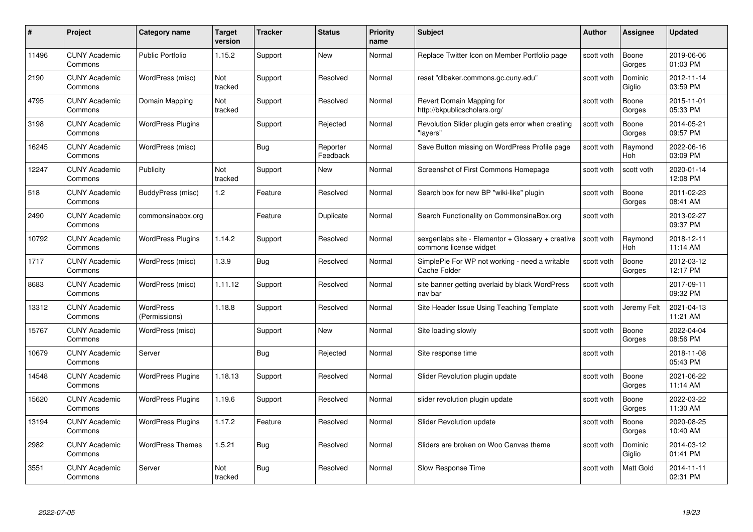| # | Project | Category name | Target version | Tracker | Status | Priority name | Subject | Author | Assignee | Updated |
|---|---|---|---|---|---|---|---|---|---|---|
| 11496 | CUNY Academic Commons | Public Portfolio | 1.15.2 | Support | New | Normal | Replace Twitter Icon on Member Portfolio page | scott voth | Boone Gorges | 2019-06-06 01:03 PM |
| 2190 | CUNY Academic Commons | WordPress (misc) | Not tracked | Support | Resolved | Normal | reset "dlbaker.commons.gc.cuny.edu" | scott voth | Dominic Giglio | 2012-11-14 03:59 PM |
| 4795 | CUNY Academic Commons | Domain Mapping | Not tracked | Support | Resolved | Normal | Revert Domain Mapping for http://bkpublicscholars.org/ | scott voth | Boone Gorges | 2015-11-01 05:33 PM |
| 3198 | CUNY Academic Commons | WordPress Plugins | | Support | Rejected | Normal | Revolution Slider plugin gets error when creating "layers" | scott voth | Boone Gorges | 2014-05-21 09:57 PM |
| 16245 | CUNY Academic Commons | WordPress (misc) | | Bug | Reporter Feedback | Normal | Save Button missing on WordPress Profile page | scott voth | Raymond Hoh | 2022-06-16 03:09 PM |
| 12247 | CUNY Academic Commons | Publicity | Not tracked | Support | New | Normal | Screenshot of First Commons Homepage | scott voth | scott voth | 2020-01-14 12:08 PM |
| 518 | CUNY Academic Commons | BuddyPress (misc) | 1.2 | Feature | Resolved | Normal | Search box for new BP "wiki-like" plugin | scott voth | Boone Gorges | 2011-02-23 08:41 AM |
| 2490 | CUNY Academic Commons | commonsinabox.org | | Feature | Duplicate | Normal | Search Functionality on CommonsinaBox.org | scott voth | | 2013-02-27 09:37 PM |
| 10792 | CUNY Academic Commons | WordPress Plugins | 1.14.2 | Support | Resolved | Normal | sexgenlabs site - Elementor + Glossary + creative commons license widget | scott voth | Raymond Hoh | 2018-12-11 11:14 AM |
| 1717 | CUNY Academic Commons | WordPress (misc) | 1.3.9 | Bug | Resolved | Normal | SimplePie For WP not working - need a writable Cache Folder | scott voth | Boone Gorges | 2012-03-12 12:17 PM |
| 8683 | CUNY Academic Commons | WordPress (misc) | 1.11.12 | Support | Resolved | Normal | site banner getting overlaid by black WordPress nav bar | scott voth | | 2017-09-11 09:32 PM |
| 13312 | CUNY Academic Commons | WordPress (Permissions) | 1.18.8 | Support | Resolved | Normal | Site Header Issue Using Teaching Template | scott voth | Jeremy Felt | 2021-04-13 11:21 AM |
| 15767 | CUNY Academic Commons | WordPress (misc) | | Support | New | Normal | Site loading slowly | scott voth | Boone Gorges | 2022-04-04 08:56 PM |
| 10679 | CUNY Academic Commons | Server | | Bug | Rejected | Normal | Site response time | scott voth | | 2018-11-08 05:43 PM |
| 14548 | CUNY Academic Commons | WordPress Plugins | 1.18.13 | Support | Resolved | Normal | Slider Revolution plugin update | scott voth | Boone Gorges | 2021-06-22 11:14 AM |
| 15620 | CUNY Academic Commons | WordPress Plugins | 1.19.6 | Support | Resolved | Normal | slider revolution plugin update | scott voth | Boone Gorges | 2022-03-22 11:30 AM |
| 13194 | CUNY Academic Commons | WordPress Plugins | 1.17.2 | Feature | Resolved | Normal | Slider Revolution update | scott voth | Boone Gorges | 2020-08-25 10:40 AM |
| 2982 | CUNY Academic Commons | WordPress Themes | 1.5.21 | Bug | Resolved | Normal | Sliders are broken on Woo Canvas theme | scott voth | Dominic Giglio | 2014-03-12 01:41 PM |
| 3551 | CUNY Academic Commons | Server | Not tracked | Bug | Resolved | Normal | Slow Response Time | scott voth | Matt Gold | 2014-11-11 02:31 PM |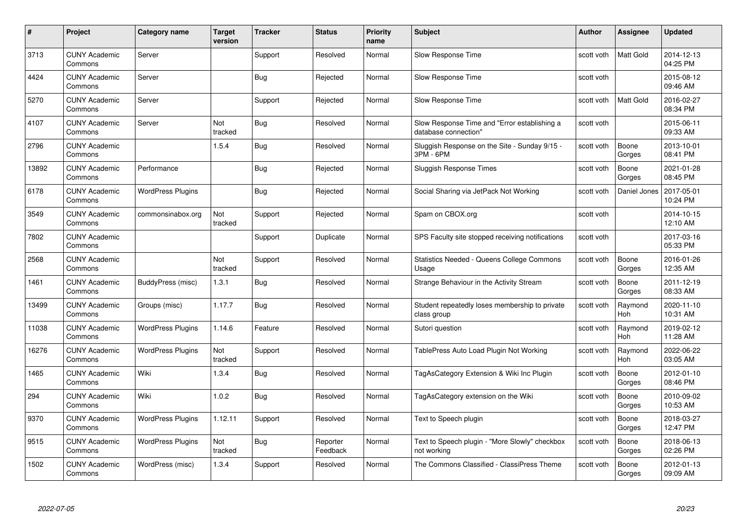| # | Project | Category name | Target version | Tracker | Status | Priority name | Subject | Author | Assignee | Updated |
|---|---|---|---|---|---|---|---|---|---|---|
| 3713 | CUNY Academic Commons | Server | | Support | Resolved | Normal | Slow Response Time | scott voth | Matt Gold | 2014-12-13 04:25 PM |
| 4424 | CUNY Academic Commons | Server | | Bug | Rejected | Normal | Slow Response Time | scott voth | | 2015-08-12 09:46 AM |
| 5270 | CUNY Academic Commons | Server | | Support | Rejected | Normal | Slow Response Time | scott voth | Matt Gold | 2016-02-27 08:34 PM |
| 4107 | CUNY Academic Commons | Server | Not tracked | Bug | Resolved | Normal | Slow Response Time and "Error establishing a database connection" | scott voth | | 2015-06-11 09:33 AM |
| 2796 | CUNY Academic Commons | | 1.5.4 | Bug | Resolved | Normal | Sluggish Response on the Site - Sunday 9/15 - 3PM - 6PM | scott voth | Boone Gorges | 2013-10-01 08:41 PM |
| 13892 | CUNY Academic Commons | Performance | | Bug | Rejected | Normal | Sluggish Response Times | scott voth | Boone Gorges | 2021-01-28 08:45 PM |
| 6178 | CUNY Academic Commons | WordPress Plugins | | Bug | Rejected | Normal | Social Sharing via JetPack Not Working | scott voth | Daniel Jones | 2017-05-01 10:24 PM |
| 3549 | CUNY Academic Commons | commonsinabox.org | Not tracked | Support | Rejected | Normal | Spam on CBOX.org | scott voth | | 2014-10-15 12:10 AM |
| 7802 | CUNY Academic Commons | | | Support | Duplicate | Normal | SPS Faculty site stopped receiving notifications | scott voth | | 2017-03-16 05:33 PM |
| 2568 | CUNY Academic Commons | | Not tracked | Support | Resolved | Normal | Statistics Needed - Queens College Commons Usage | scott voth | Boone Gorges | 2016-01-26 12:35 AM |
| 1461 | CUNY Academic Commons | BuddyPress (misc) | 1.3.1 | Bug | Resolved | Normal | Strange Behaviour in the Activity Stream | scott voth | Boone Gorges | 2011-12-19 08:33 AM |
| 13499 | CUNY Academic Commons | Groups (misc) | 1.17.7 | Bug | Resolved | Normal | Student repeatedly loses membership to private class group | scott voth | Raymond Hoh | 2020-11-10 10:31 AM |
| 11038 | CUNY Academic Commons | WordPress Plugins | 1.14.6 | Feature | Resolved | Normal | Sutori question | scott voth | Raymond Hoh | 2019-02-12 11:28 AM |
| 16276 | CUNY Academic Commons | WordPress Plugins | Not tracked | Support | Resolved | Normal | TablePress Auto Load Plugin Not Working | scott voth | Raymond Hoh | 2022-06-22 03:05 AM |
| 1465 | CUNY Academic Commons | Wiki | 1.3.4 | Bug | Resolved | Normal | TagAsCategory Extension & Wiki Inc Plugin | scott voth | Boone Gorges | 2012-01-10 08:46 PM |
| 294 | CUNY Academic Commons | Wiki | 1.0.2 | Bug | Resolved | Normal | TagAsCategory extension on the Wiki | scott voth | Boone Gorges | 2010-09-02 10:53 AM |
| 9370 | CUNY Academic Commons | WordPress Plugins | 1.12.11 | Support | Resolved | Normal | Text to Speech plugin | scott voth | Boone Gorges | 2018-03-27 12:47 PM |
| 9515 | CUNY Academic Commons | WordPress Plugins | Not tracked | Bug | Reporter Feedback | Normal | Text to Speech plugin - "More Slowly" checkbox not working | scott voth | Boone Gorges | 2018-06-13 02:26 PM |
| 1502 | CUNY Academic Commons | WordPress (misc) | 1.3.4 | Support | Resolved | Normal | The Commons Classified - ClassiPress Theme | scott voth | Boone Gorges | 2012-01-13 09:09 AM |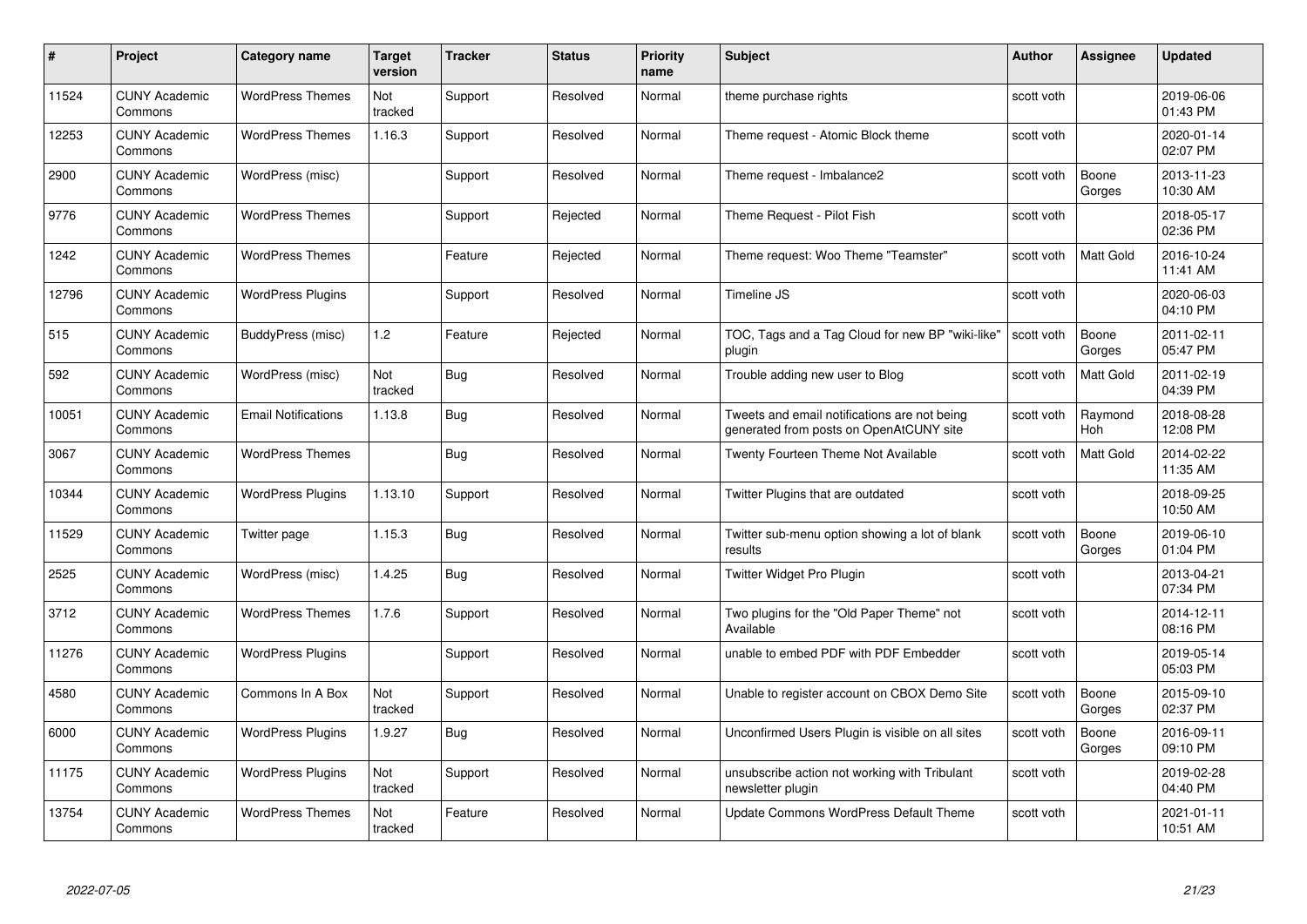| # | Project | Category name | Target version | Tracker | Status | Priority name | Subject | Author | Assignee | Updated |
|---|---|---|---|---|---|---|---|---|---|---|
| 11524 | CUNY Academic Commons | WordPress Themes | Not tracked | Support | Resolved | Normal | theme purchase rights | scott voth | | 2019-06-06 01:43 PM |
| 12253 | CUNY Academic Commons | WordPress Themes | 1.16.3 | Support | Resolved | Normal | Theme request - Atomic Block theme | scott voth | | 2020-01-14 02:07 PM |
| 2900 | CUNY Academic Commons | WordPress (misc) | | Support | Resolved | Normal | Theme request - Imbalance2 | scott voth | Boone Gorges | 2013-11-23 10:30 AM |
| 9776 | CUNY Academic Commons | WordPress Themes | | Support | Rejected | Normal | Theme Request - Pilot Fish | scott voth | | 2018-05-17 02:36 PM |
| 1242 | CUNY Academic Commons | WordPress Themes | | Feature | Rejected | Normal | Theme request: Woo Theme "Teamster" | scott voth | Matt Gold | 2016-10-24 11:41 AM |
| 12796 | CUNY Academic Commons | WordPress Plugins | | Support | Resolved | Normal | Timeline JS | scott voth | | 2020-06-03 04:10 PM |
| 515 | CUNY Academic Commons | BuddyPress (misc) | 1.2 | Feature | Rejected | Normal | TOC, Tags and a Tag Cloud for new BP "wiki-like" plugin | scott voth | Boone Gorges | 2011-02-11 05:47 PM |
| 592 | CUNY Academic Commons | WordPress (misc) | Not tracked | Bug | Resolved | Normal | Trouble adding new user to Blog | scott voth | Matt Gold | 2011-02-19 04:39 PM |
| 10051 | CUNY Academic Commons | Email Notifications | 1.13.8 | Bug | Resolved | Normal | Tweets and email notifications are not being generated from posts on OpenAtCUNY site | scott voth | Raymond Hoh | 2018-08-28 12:08 PM |
| 3067 | CUNY Academic Commons | WordPress Themes | | Bug | Resolved | Normal | Twenty Fourteen Theme Not Available | scott voth | Matt Gold | 2014-02-22 11:35 AM |
| 10344 | CUNY Academic Commons | WordPress Plugins | 1.13.10 | Support | Resolved | Normal | Twitter Plugins that are outdated | scott voth | | 2018-09-25 10:50 AM |
| 11529 | CUNY Academic Commons | Twitter page | 1.15.3 | Bug | Resolved | Normal | Twitter sub-menu option showing a lot of blank results | scott voth | Boone Gorges | 2019-06-10 01:04 PM |
| 2525 | CUNY Academic Commons | WordPress (misc) | 1.4.25 | Bug | Resolved | Normal | Twitter Widget Pro Plugin | scott voth | | 2013-04-21 07:34 PM |
| 3712 | CUNY Academic Commons | WordPress Themes | 1.7.6 | Support | Resolved | Normal | Two plugins for the "Old Paper Theme" not Available | scott voth | | 2014-12-11 08:16 PM |
| 11276 | CUNY Academic Commons | WordPress Plugins | | Support | Resolved | Normal | unable to embed PDF with PDF Embedder | scott voth | | 2019-05-14 05:03 PM |
| 4580 | CUNY Academic Commons | Commons In A Box | Not tracked | Support | Resolved | Normal | Unable to register account on CBOX Demo Site | scott voth | Boone Gorges | 2015-09-10 02:37 PM |
| 6000 | CUNY Academic Commons | WordPress Plugins | 1.9.27 | Bug | Resolved | Normal | Unconfirmed Users Plugin is visible on all sites | scott voth | Boone Gorges | 2016-09-11 09:10 PM |
| 11175 | CUNY Academic Commons | WordPress Plugins | Not tracked | Support | Resolved | Normal | unsubscribe action not working with Tribulant newsletter plugin | scott voth | | 2019-02-28 04:40 PM |
| 13754 | CUNY Academic Commons | WordPress Themes | Not tracked | Feature | Resolved | Normal | Update Commons WordPress Default Theme | scott voth | | 2021-01-11 10:51 AM |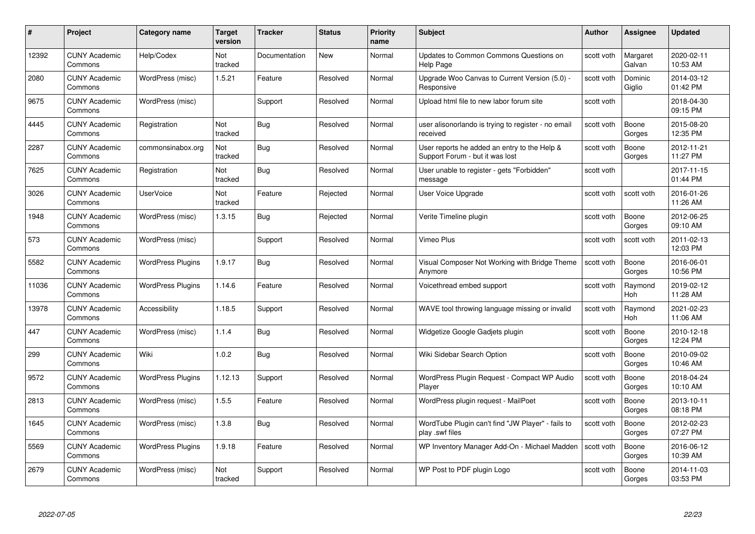| # | Project | Category name | Target version | Tracker | Status | Priority name | Subject | Author | Assignee | Updated |
|---|---|---|---|---|---|---|---|---|---|---|
| 12392 | CUNY Academic Commons | Help/Codex | Not tracked | Documentation | New | Normal | Updates to Common Commons Questions on Help Page | scott voth | Margaret Galvan | 2020-02-11 10:53 AM |
| 2080 | CUNY Academic Commons | WordPress (misc) | 1.5.21 | Feature | Resolved | Normal | Upgrade Woo Canvas to Current Version (5.0) - Responsive | scott voth | Dominic Giglio | 2014-03-12 01:42 PM |
| 9675 | CUNY Academic Commons | WordPress (misc) | | Support | Resolved | Normal | Upload html file to new labor forum site | scott voth | | 2018-04-30 09:15 PM |
| 4445 | CUNY Academic Commons | Registration | Not tracked | Bug | Resolved | Normal | user alisonorlando is trying to register - no email received | scott voth | Boone Gorges | 2015-08-20 12:35 PM |
| 2287 | CUNY Academic Commons | commonsinabox.org | Not tracked | Bug | Resolved | Normal | User reports he added an entry to the Help & Support Forum - but it was lost | scott voth | Boone Gorges | 2012-11-21 11:27 PM |
| 7625 | CUNY Academic Commons | Registration | Not tracked | Bug | Resolved | Normal | User unable to register - gets "Forbidden" message | scott voth | | 2017-11-15 01:44 PM |
| 3026 | CUNY Academic Commons | UserVoice | Not tracked | Feature | Rejected | Normal | User Voice Upgrade | scott voth | scott voth | 2016-01-26 11:26 AM |
| 1948 | CUNY Academic Commons | WordPress (misc) | 1.3.15 | Bug | Rejected | Normal | Verite Timeline plugin | scott voth | Boone Gorges | 2012-06-25 09:10 AM |
| 573 | CUNY Academic Commons | WordPress (misc) | | Support | Resolved | Normal | Vimeo Plus | scott voth | scott voth | 2011-02-13 12:03 PM |
| 5582 | CUNY Academic Commons | WordPress Plugins | 1.9.17 | Bug | Resolved | Normal | Visual Composer Not Working with Bridge Theme Anymore | scott voth | Boone Gorges | 2016-06-01 10:56 PM |
| 11036 | CUNY Academic Commons | WordPress Plugins | 1.14.6 | Feature | Resolved | Normal | Voicethread embed support | scott voth | Raymond Hoh | 2019-02-12 11:28 AM |
| 13978 | CUNY Academic Commons | Accessibility | 1.18.5 | Support | Resolved | Normal | WAVE tool throwing language missing or invalid | scott voth | Raymond Hoh | 2021-02-23 11:06 AM |
| 447 | CUNY Academic Commons | WordPress (misc) | 1.1.4 | Bug | Resolved | Normal | Widgetize Google Gadjets plugin | scott voth | Boone Gorges | 2010-12-18 12:24 PM |
| 299 | CUNY Academic Commons | Wiki | 1.0.2 | Bug | Resolved | Normal | Wiki Sidebar Search Option | scott voth | Boone Gorges | 2010-09-02 10:46 AM |
| 9572 | CUNY Academic Commons | WordPress Plugins | 1.12.13 | Support | Resolved | Normal | WordPress Plugin Request - Compact WP Audio Player | scott voth | Boone Gorges | 2018-04-24 10:10 AM |
| 2813 | CUNY Academic Commons | WordPress (misc) | 1.5.5 | Feature | Resolved | Normal | WordPress plugin request - MailPoet | scott voth | Boone Gorges | 2013-10-11 08:18 PM |
| 1645 | CUNY Academic Commons | WordPress (misc) | 1.3.8 | Bug | Resolved | Normal | WordTube Plugin can't find "JW Player" - fails to play .swf files | scott voth | Boone Gorges | 2012-02-23 07:27 PM |
| 5569 | CUNY Academic Commons | WordPress Plugins | 1.9.18 | Feature | Resolved | Normal | WP Inventory Manager Add-On - Michael Madden | scott voth | Boone Gorges | 2016-06-12 10:39 AM |
| 2679 | CUNY Academic Commons | WordPress (misc) | Not tracked | Support | Resolved | Normal | WP Post to PDF plugin Logo | scott voth | Boone Gorges | 2014-11-03 03:53 PM |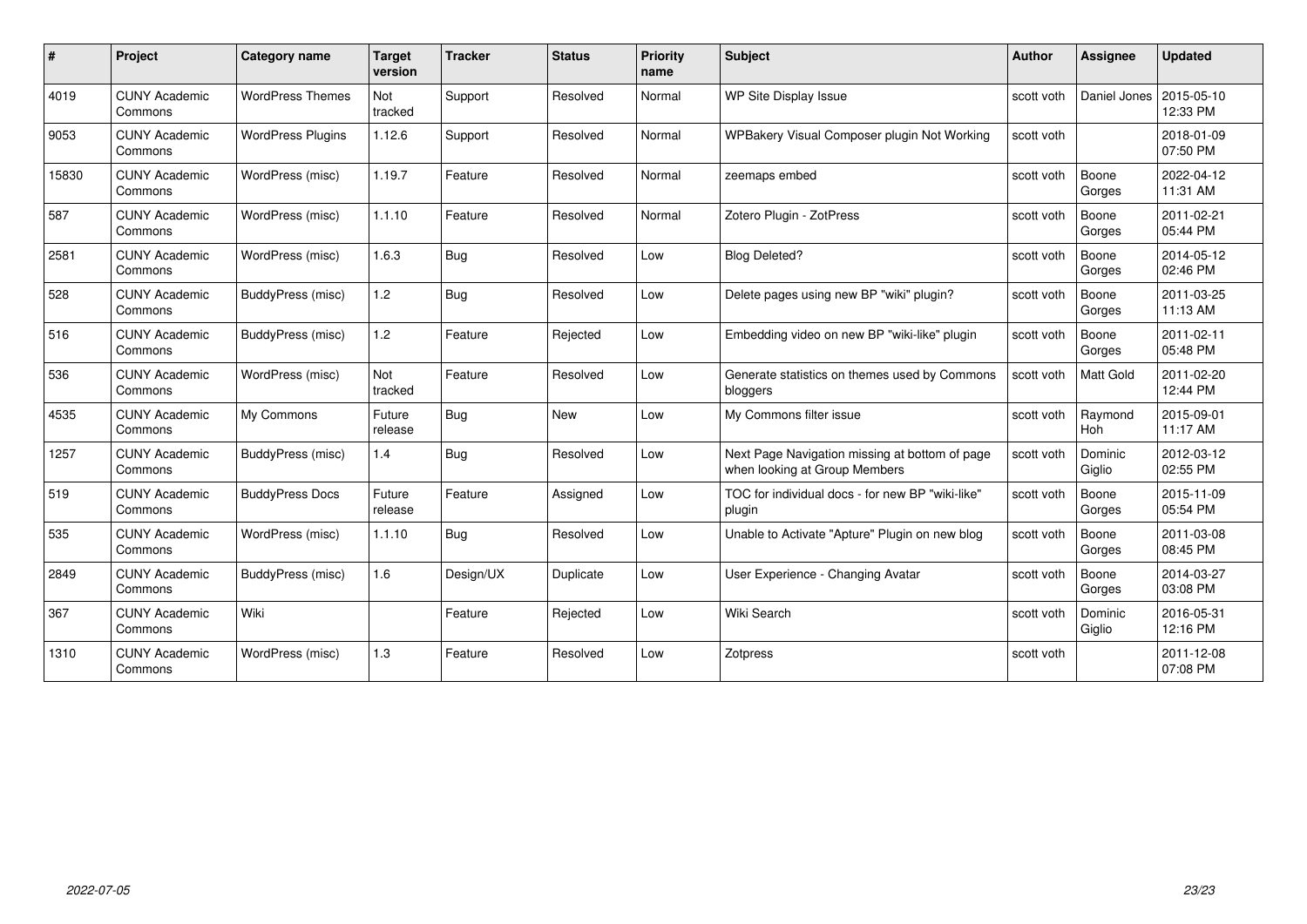| # | Project | Category name | Target version | Tracker | Status | Priority name | Subject | Author | Assignee | Updated |
|---|---|---|---|---|---|---|---|---|---|---|
| 4019 | CUNY Academic Commons | WordPress Themes | Not tracked | Support | Resolved | Normal | WP Site Display Issue | scott voth | Daniel Jones | 2015-05-10 12:33 PM |
| 9053 | CUNY Academic Commons | WordPress Plugins | 1.12.6 | Support | Resolved | Normal | WPBakery Visual Composer plugin Not Working | scott voth | | 2018-01-09 07:50 PM |
| 15830 | CUNY Academic Commons | WordPress (misc) | 1.19.7 | Feature | Resolved | Normal | zeemaps embed | scott voth | Boone Gorges | 2022-04-12 11:31 AM |
| 587 | CUNY Academic Commons | WordPress (misc) | 1.1.10 | Feature | Resolved | Normal | Zotero Plugin - ZotPress | scott voth | Boone Gorges | 2011-02-21 05:44 PM |
| 2581 | CUNY Academic Commons | WordPress (misc) | 1.6.3 | Bug | Resolved | Low | Blog Deleted? | scott voth | Boone Gorges | 2014-05-12 02:46 PM |
| 528 | CUNY Academic Commons | BuddyPress (misc) | 1.2 | Bug | Resolved | Low | Delete pages using new BP "wiki" plugin? | scott voth | Boone Gorges | 2011-03-25 11:13 AM |
| 516 | CUNY Academic Commons | BuddyPress (misc) | 1.2 | Feature | Rejected | Low | Embedding video on new BP "wiki-like" plugin | scott voth | Boone Gorges | 2011-02-11 05:48 PM |
| 536 | CUNY Academic Commons | WordPress (misc) | Not tracked | Feature | Resolved | Low | Generate statistics on themes used by Commons bloggers | scott voth | Matt Gold | 2011-02-20 12:44 PM |
| 4535 | CUNY Academic Commons | My Commons | Future release | Bug | New | Low | My Commons filter issue | scott voth | Raymond Hoh | 2015-09-01 11:17 AM |
| 1257 | CUNY Academic Commons | BuddyPress (misc) | 1.4 | Bug | Resolved | Low | Next Page Navigation missing at bottom of page when looking at Group Members | scott voth | Dominic Giglio | 2012-03-12 02:55 PM |
| 519 | CUNY Academic Commons | BuddyPress Docs | Future release | Feature | Assigned | Low | TOC for individual docs - for new BP "wiki-like" plugin | scott voth | Boone Gorges | 2015-11-09 05:54 PM |
| 535 | CUNY Academic Commons | WordPress (misc) | 1.1.10 | Bug | Resolved | Low | Unable to Activate "Apture" Plugin on new blog | scott voth | Boone Gorges | 2011-03-08 08:45 PM |
| 2849 | CUNY Academic Commons | BuddyPress (misc) | 1.6 | Design/UX | Duplicate | Low | User Experience - Changing Avatar | scott voth | Boone Gorges | 2014-03-27 03:08 PM |
| 367 | CUNY Academic Commons | Wiki | | Feature | Rejected | Low | Wiki Search | scott voth | Dominic Giglio | 2016-05-31 12:16 PM |
| 1310 | CUNY Academic Commons | WordPress (misc) | 1.3 | Feature | Resolved | Low | Zotpress | scott voth | | 2011-12-08 07:08 PM |